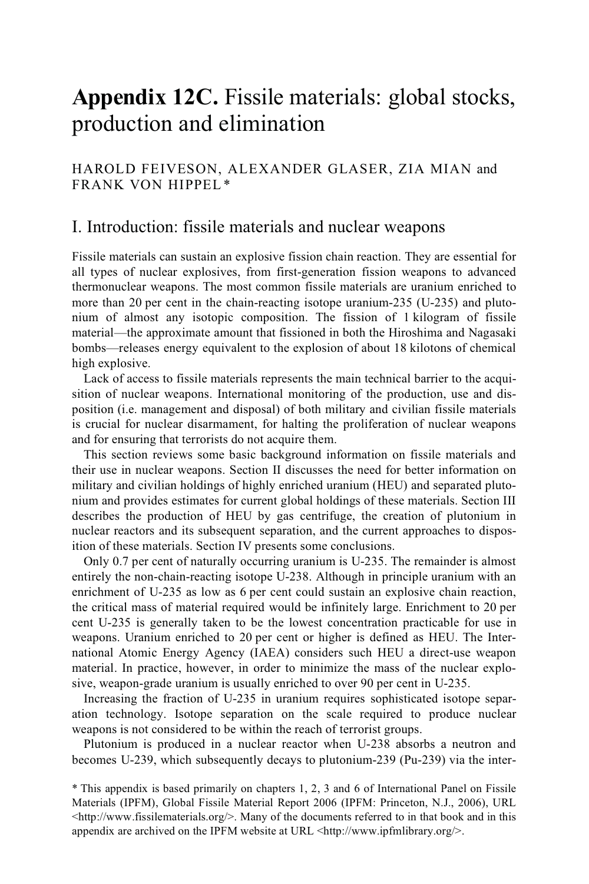# Appendix 12C. Fissile materials: global stocks, production and elimination

HAROLD FEIVESON, ALEXANDER GLASER, ZIA MIAN and FRANK VON HIPPEL *

## I. Introduction: fissile materials and nuclear weapons

Fissile materials can sustain an explosive fission chain reaction. They are essential for all types of nuclear explosives, from first-generation fission weapons to advanced thermonuclear weapons. The most common fissile materials are uranium enriched to more than 20 per cent in the chain-reacting isotope uranium-235 (U-235) and plutonium of almost any isotopic composition. The fission of 1 kilogram of fissile material—the approximate amount that fissioned in both the Hiroshima and Nagasaki bombs—releases energy equivalent to the explosion of about 18 kilotons of chemical high explosive.

Lack of access to fissile materials represents the main technical barrier to the acquisition of nuclear weapons. International monitoring of the production, use and disposition (i.e. management and disposal) of both military and civilian fissile materials is crucial for nuclear disarmament, for halting the proliferation of nuclear weapons and for ensuring that terrorists do not acquire them.

This section reviews some basic background information on fissile materials and their use in nuclear weapons. Section II discusses the need for better information on military and civilian holdings of highly enriched uranium (HEU) and separated plutonium and provides estimates for current global holdings of these materials. Section III describes the production of HEU by gas centrifuge, the creation of plutonium in nuclear reactors and its subsequent separation, and the current approaches to disposition of these materials. Section IV presents some conclusions.

Only 0.7 per cent of naturally occurring uranium is U-235. The remainder is almost entirely the non-chain-reacting isotope U-238. Although in principle uranium with an enrichment of U-235 as low as 6 per cent could sustain an explosive chain reaction, the critical mass of material required would be infinitely large. Enrichment to 20 per cent U-235 is generally taken to be the lowest concentration practicable for use in weapons. Uranium enriched to 20 per cent or higher is defined as HEU. The International Atomic Energy Agency (IAEA) considers such HEU a direct-use weapon material. In practice, however, in order to minimize the mass of the nuclear explosive, weapon-grade uranium is usually enriched to over 90 per cent in U-235.

Increasing the fraction of U-235 in uranium requires sophisticated isotope separation technology. Isotope separation on the scale required to produce nuclear weapons is not considered to be within the reach of terrorist groups.

Plutonium is produced in a nuclear reactor when U-238 absorbs a neutron and becomes U-239, which subsequently decays to plutonium-239 (Pu-239) via the inter-

\* This appendix is based primarily on chapters 1, 2, 3 and 6 of International Panel on Fissile Materials (IPFM), Global Fissile Material Report 2006 (IPFM: Princeton, N.J., 2006), URL <http://www.fissilematerials.org/>. Many of the documents referred to in that book and in this appendix are archived on the IPFM website at URL <http://www.ipfmlibrary.org/>.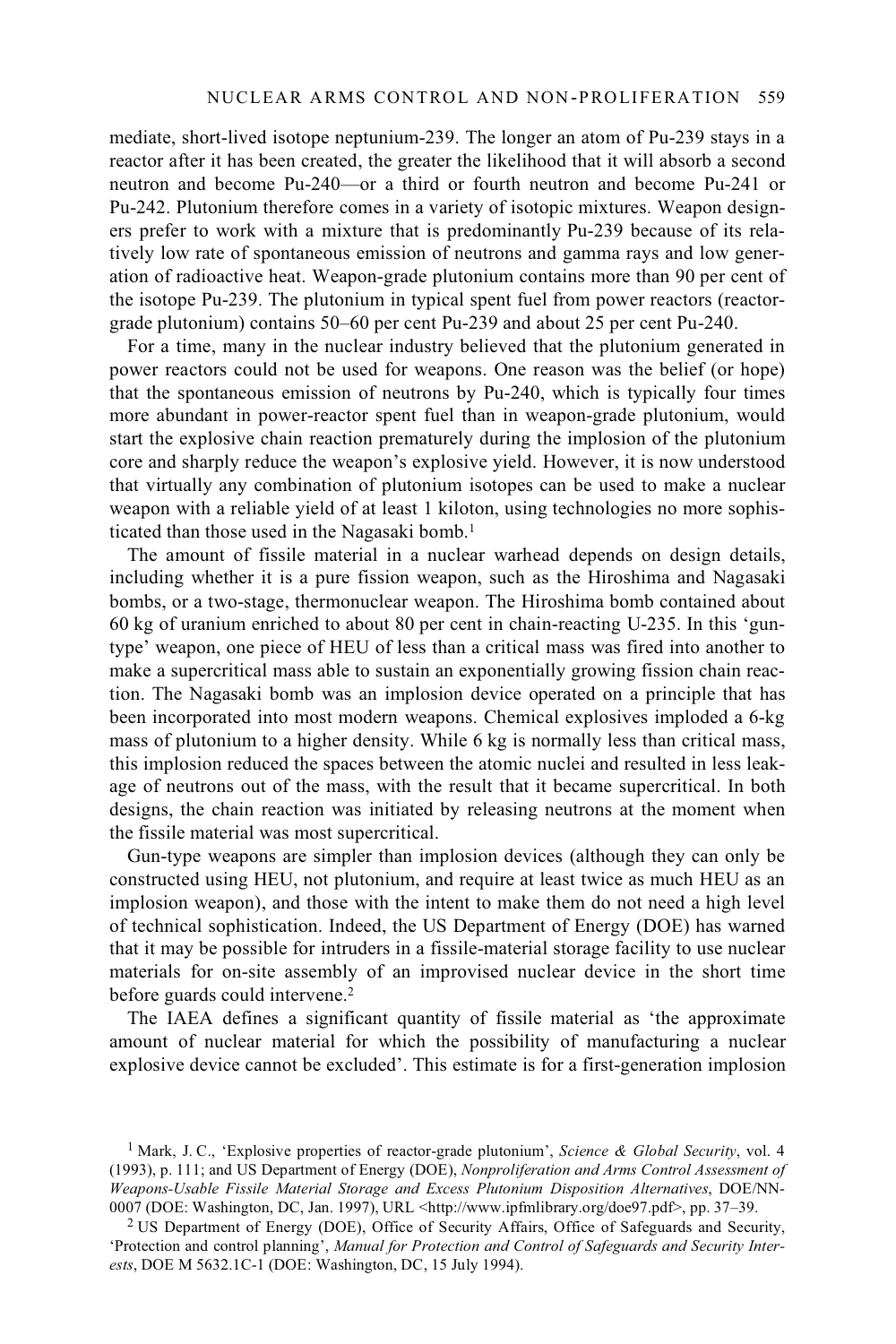mediate, short-lived isotope neptunium-239. The longer an atom of Pu-239 stays in a reactor after it has been created, the greater the likelihood that it will absorb a second neutron and become Pu-240—or a third or fourth neutron and become Pu-241 or Pu-242. Plutonium therefore comes in a variety of isotopic mixtures. Weapon designers prefer to work with a mixture that is predominantly Pu-239 because of its relatively low rate of spontaneous emission of neutrons and gamma rays and low generation of radioactive heat. Weapon-grade plutonium contains more than 90 per cent of the isotope Pu-239. The plutonium in typical spent fuel from power reactors (reactor-grade plutonium) contains 50–60 per cent Pu-239 and about 25 per cent Pu-240.

For a time, many in the nuclear industry believed that the plutonium generated in power reactors could not be used for weapons. One reason was the belief (or hope) that the spontaneous emission of neutrons by Pu-240, which is typically four times more abundant in power-reactor spent fuel than in weapon-grade plutonium, would start the explosive chain reaction prematurely during the implosion of the plutonium core and sharply reduce the weapon's explosive yield. However, it is now understood that virtually any combination of plutonium isotopes can be used to make a nuclear weapon with a reliable yield of at least 1 kiloton, using technologies no more sophisticated than those used in the Nagasaki bomb.[1]

The amount of fissile material in a nuclear warhead depends on design details, including whether it is a pure fission weapon, such as the Hiroshima and Nagasaki bombs, or a two-stage, thermonuclear weapon. The Hiroshima bomb contained about 60 kg of uranium enriched to about 80 per cent in chain-reacting U-235. In this 'gun-type' weapon, one piece of HEU of less than a critical mass was fired into another to make a supercritical mass able to sustain an exponentially growing fission chain reaction. The Nagasaki bomb was an implosion device operated on a principle that has been incorporated into most modern weapons. Chemical explosives imploded a 6-kg mass of plutonium to a higher density. While 6 kg is normally less than critical mass, this implosion reduced the spaces between the atomic nuclei and resulted in less leakage of neutrons out of the mass, with the result that it became supercritical. In both designs, the chain reaction was initiated by releasing neutrons at the moment when the fissile material was most supercritical.

Gun-type weapons are simpler than implosion devices (although they can only be constructed using HEU, not plutonium, and require at least twice as much HEU as an implosion weapon), and those with the intent to make them do not need a high level of technical sophistication. Indeed, the US Department of Energy (DOE) has warned that it may be possible for intruders in a fissile-material storage facility to use nuclear materials for on-site assembly of an improvised nuclear device in the short time before guards could intervene.[2]

The IAEA defines a significant quantity of fissile material as 'the approximate amount of nuclear material for which the possibility of manufacturing a nuclear explosive device cannot be excluded'. This estimate is for a first-generation implosion

[1] Mark, J. C., 'Explosive properties of reactor-grade plutonium', *Science & Global Security*, vol. 4 (1993), p. 111; and US Department of Energy (DOE), *Nonproliferation and Arms Control Assessment of Weapons-Usable Fissile Material Storage and Excess Plutonium Disposition Alternatives*, DOE/NN-0007 (DOE: Washington, DC, Jan. 1997), URL <http://www.ipfmlibrary.org/doe97.pdf>, pp. 37–39.

[2] US Department of Energy (DOE), Office of Security Affairs, Office of Safeguards and Security, 'Protection and control planning', *Manual for Protection and Control of Safeguards and Security Interests*, DOE M 5632.1C-1 (DOE: Washington, DC, 15 July 1994).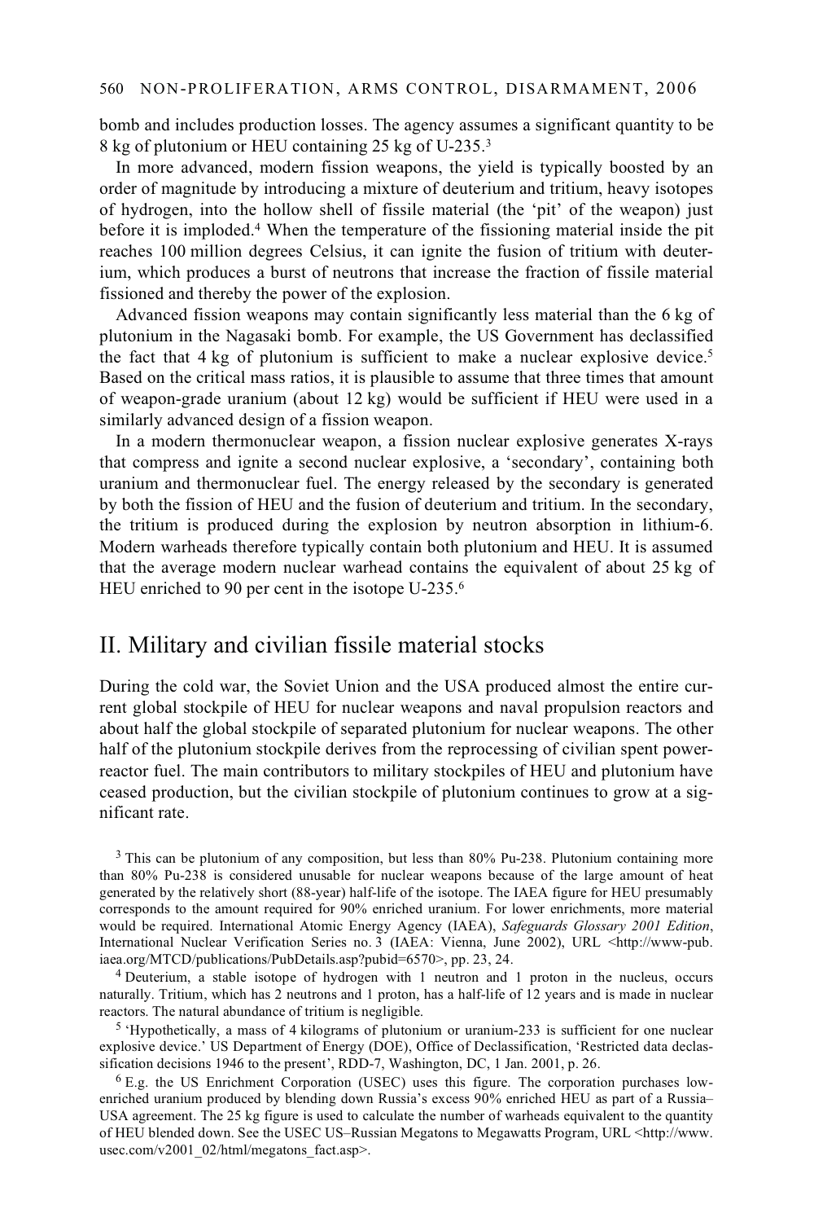bomb and includes production losses. The agency assumes a significant quantity to be 8 kg of plutonium or HEU containing 25 kg of U-235.[3]

In more advanced, modern fission weapons, the yield is typically boosted by an order of magnitude by introducing a mixture of deuterium and tritium, heavy isotopes of hydrogen, into the hollow shell of fissile material (the 'pit' of the weapon) just before it is imploded.[4] When the temperature of the fissioning material inside the pit reaches 100 million degrees Celsius, it can ignite the fusion of tritium with deuterium, which produces a burst of neutrons that increase the fraction of fissile material fissioned and thereby the power of the explosion.

Advanced fission weapons may contain significantly less material than the 6 kg of plutonium in the Nagasaki bomb. For example, the US Government has declassified the fact that 4 kg of plutonium is sufficient to make a nuclear explosive device.[5] Based on the critical mass ratios, it is plausible to assume that three times that amount of weapon-grade uranium (about 12 kg) would be sufficient if HEU were used in a similarly advanced design of a fission weapon.

In a modern thermonuclear weapon, a fission nuclear explosive generates X-rays that compress and ignite a second nuclear explosive, a 'secondary', containing both uranium and thermonuclear fuel. The energy released by the secondary is generated by both the fission of HEU and the fusion of deuterium and tritium. In the secondary, the tritium is produced during the explosion by neutron absorption in lithium-6. Modern warheads therefore typically contain both plutonium and HEU. It is assumed that the average modern nuclear warhead contains the equivalent of about 25 kg of HEU enriched to 90 per cent in the isotope U-235.[6]

## II. Military and civilian fissile material stocks

During the cold war, the Soviet Union and the USA produced almost the entire current global stockpile of HEU for nuclear weapons and naval propulsion reactors and about half the global stockpile of separated plutonium for nuclear weapons. The other half of the plutonium stockpile derives from the reprocessing of civilian spent power-reactor fuel. The main contributors to military stockpiles of HEU and plutonium have ceased production, but the civilian stockpile of plutonium continues to grow at a significant rate.

[3] This can be plutonium of any composition, but less than 80% Pu-238. Plutonium containing more than 80% Pu-238 is considered unusable for nuclear weapons because of the large amount of heat generated by the relatively short (88-year) half-life of the isotope. The IAEA figure for HEU presumably corresponds to the amount required for 90% enriched uranium. For lower enrichments, more material would be required. International Atomic Energy Agency (IAEA), *Safeguards Glossary 2001 Edition*, International Nuclear Verification Series no. 3 (IAEA: Vienna, June 2002), URL <http://www-pub.iaea.org/MTCD/publications/PubDetails.asp?pubid=6570>, pp. 23, 24.

[4] Deuterium, a stable isotope of hydrogen with 1 neutron and 1 proton in the nucleus, occurs naturally. Tritium, which has 2 neutrons and 1 proton, has a half-life of 12 years and is made in nuclear reactors. The natural abundance of tritium is negligible.

[5] 'Hypothetically, a mass of 4 kilograms of plutonium or uranium-233 is sufficient for one nuclear explosive device.' US Department of Energy (DOE), Office of Declassification, 'Restricted data declassification decisions 1946 to the present', RDD-7, Washington, DC, 1 Jan. 2001, p. 26.

[6] E.g. the US Enrichment Corporation (USEC) uses this figure. The corporation purchases low-enriched uranium produced by blending down Russia's excess 90% enriched HEU as part of a Russia–USA agreement. The 25 kg figure is used to calculate the number of warheads equivalent to the quantity of HEU blended down. See the USEC US–Russian Megatons to Megawatts Program, URL <http://www.usec.com/v2001_02/html/megatons_fact.asp>.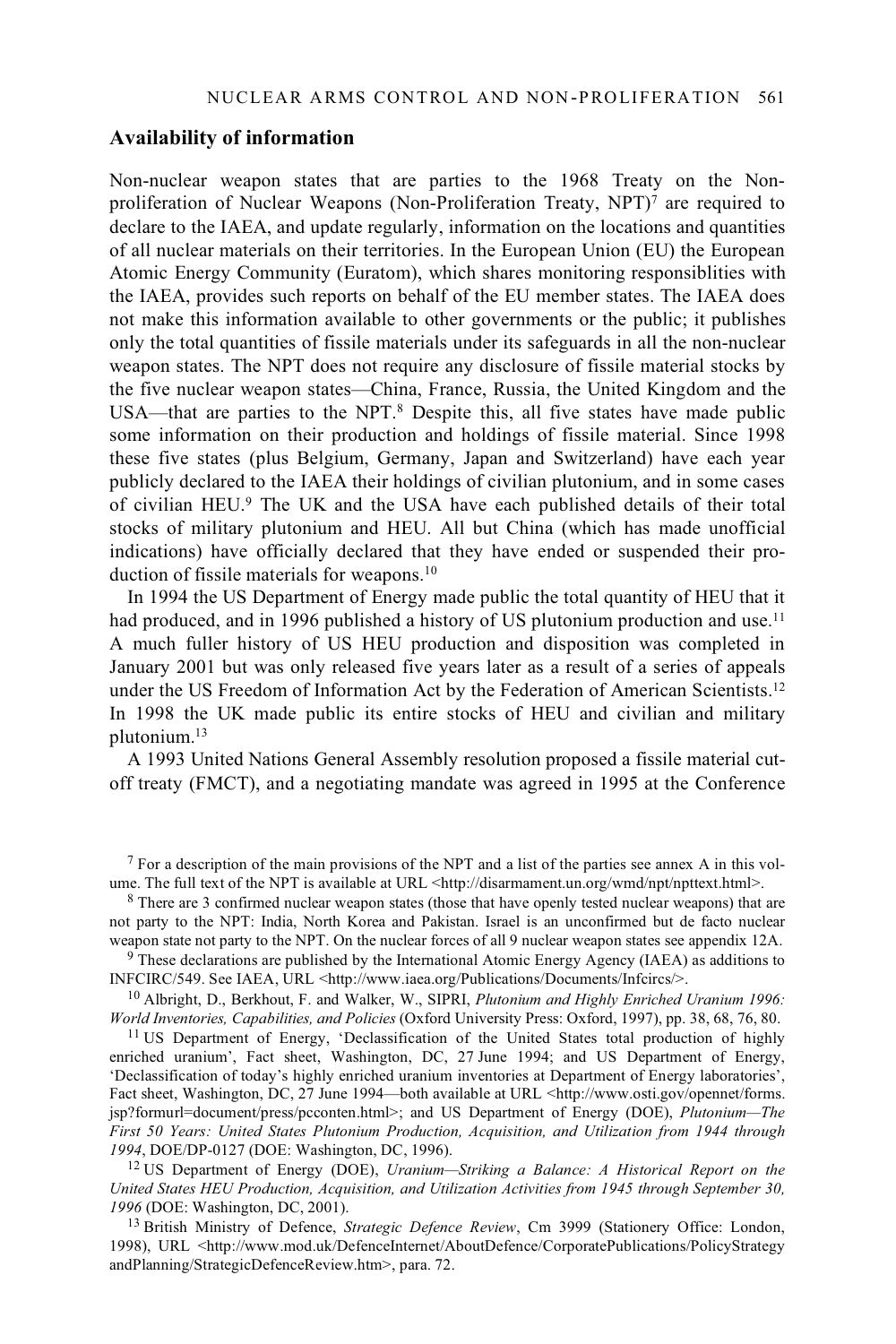## Availability of information

Non-nuclear weapon states that are parties to the 1968 Treaty on the Non-proliferation of Nuclear Weapons (Non-Proliferation Treaty, NPT)[7] are required to declare to the IAEA, and update regularly, information on the locations and quantities of all nuclear materials on their territories. In the European Union (EU) the European Atomic Energy Community (Euratom), which shares monitoring responsiblities with the IAEA, provides such reports on behalf of the EU member states. The IAEA does not make this information available to other governments or the public; it publishes only the total quantities of fissile materials under its safeguards in all the non-nuclear weapon states. The NPT does not require any disclosure of fissile material stocks by the five nuclear weapon states—China, France, Russia, the United Kingdom and the USA—that are parties to the NPT.[8] Despite this, all five states have made public some information on their production and holdings of fissile material. Since 1998 these five states (plus Belgium, Germany, Japan and Switzerland) have each year publicly declared to the IAEA their holdings of civilian plutonium, and in some cases of civilian HEU.[9] The UK and the USA have each published details of their total stocks of military plutonium and HEU. All but China (which has made unofficial indications) have officially declared that they have ended or suspended their production of fissile materials for weapons.[10]

In 1994 the US Department of Energy made public the total quantity of HEU that it had produced, and in 1996 published a history of US plutonium production and use.[11] A much fuller history of US HEU production and disposition was completed in January 2001 but was only released five years later as a result of a series of appeals under the US Freedom of Information Act by the Federation of American Scientists.[12] In 1998 the UK made public its entire stocks of HEU and civilian and military plutonium.[13]

A 1993 United Nations General Assembly resolution proposed a fissile material cut-off treaty (FMCT), and a negotiating mandate was agreed in 1995 at the Conference

[7] For a description of the main provisions of the NPT and a list of the parties see annex A in this volume. The full text of the NPT is available at URL <http://disarmament.un.org/wmd/npt/npttext.html>.

[8] There are 3 confirmed nuclear weapon states (those that have openly tested nuclear weapons) that are not party to the NPT: India, North Korea and Pakistan. Israel is an unconfirmed but de facto nuclear weapon state not party to the NPT. On the nuclear forces of all 9 nuclear weapon states see appendix 12A.

[9] These declarations are published by the International Atomic Energy Agency (IAEA) as additions to INFCIRC/549. See IAEA, URL <http://www.iaea.org/Publications/Documents/Infcircs/>.

[10] Albright, D., Berkhout, F. and Walker, W., SIPRI, *Plutonium and Highly Enriched Uranium 1996: World Inventories, Capabilities, and Policies* (Oxford University Press: Oxford, 1997), pp. 38, 68, 76, 80.

[11] US Department of Energy, 'Declassification of the United States total production of highly enriched uranium', Fact sheet, Washington, DC, 27 June 1994; and US Department of Energy, 'Declassification of today's highly enriched uranium inventories at Department of Energy laboratories', Fact sheet, Washington, DC, 27 June 1994—both available at URL <http://www.osti.gov/opennet/forms.jsp?formurl=document/press/pcconten.html>; and US Department of Energy (DOE), *Plutonium—The First 50 Years: United States Plutonium Production, Acquisition, and Utilization from 1944 through 1994*, DOE/DP-0127 (DOE: Washington, DC, 1996).

[12] US Department of Energy (DOE), *Uranium—Striking a Balance: A Historical Report on the United States HEU Production, Acquisition, and Utilization Activities from 1945 through September 30, 1996* (DOE: Washington, DC, 2001).

[13] British Ministry of Defence, *Strategic Defence Review*, Cm 3999 (Stationery Office: London, 1998), URL <http://www.mod.uk/DefenceInternet/AboutDefence/CorporatePublications/PolicyStrategyandPlanning/StrategicDefenceReview.htm>, para. 72.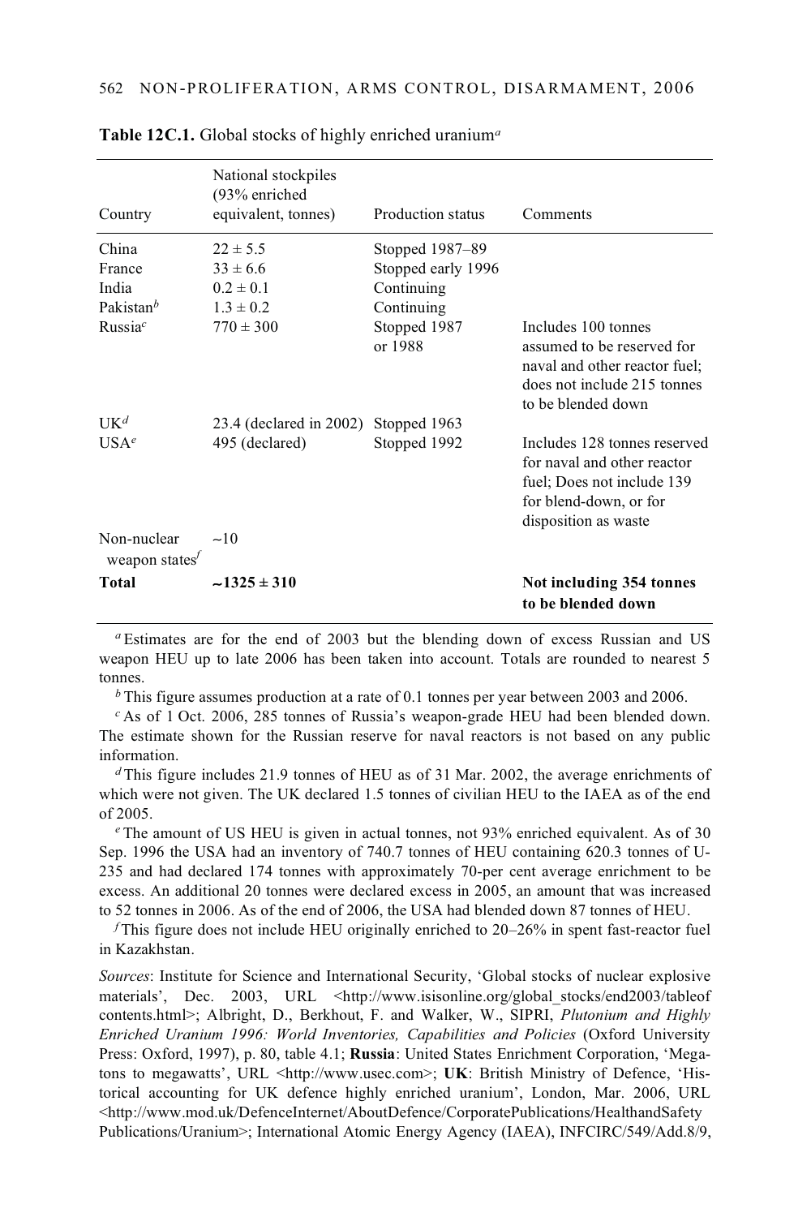**Table 12C.1.** Global stocks of highly enriched uranium[a]

| Country | National stockpiles (93% enriched equivalent, tonnes) | Production status | Comments |
|---|---|---|---|
| China | 22 ± 5.5 | Stopped 1987–89 | |
| France | 33 ± 6.6 | Stopped early 1996 | |
| India | 0.2 ± 0.1 | Continuing | |
| Pakistan[b] | 1.3 ± 0.2 | Continuing | |
| Russia[c] | 770 ± 300 | Stopped 1987 or 1988 | Includes 100 tonnes assumed to be reserved for naval and other reactor fuel; does not include 215 tonnes to be blended down |
| UK[d] | 23.4 (declared in 2002) | Stopped 1963 | |
| USA[e] | 495 (declared) | Stopped 1992 | Includes 128 tonnes reserved for naval and other reactor fuel; Does not include 139 for blend-down, or for disposition as waste |
| Non-nuclear weapon states[f] | ~10 | | |
| **Total** | **~1325 ± 310** | | **Not including 354 tonnes to be blended down** |

[a] Estimates are for the end of 2003 but the blending down of excess Russian and US weapon HEU up to late 2006 has been taken into account. Totals are rounded to nearest 5 tonnes.

[b] This figure assumes production at a rate of 0.1 tonnes per year between 2003 and 2006.

[c] As of 1 Oct. 2006, 285 tonnes of Russia's weapon-grade HEU had been blended down. The estimate shown for the Russian reserve for naval reactors is not based on any public information.

[d] This figure includes 21.9 tonnes of HEU as of 31 Mar. 2002, the average enrichments of which were not given. The UK declared 1.5 tonnes of civilian HEU to the IAEA as of the end of 2005.

[e] The amount of US HEU is given in actual tonnes, not 93% enriched equivalent. As of 30 Sep. 1996 the USA had an inventory of 740.7 tonnes of HEU containing 620.3 tonnes of U-235 and had declared 174 tonnes with approximately 70-per cent average enrichment to be excess. An additional 20 tonnes were declared excess in 2005, an amount that was increased to 52 tonnes in 2006. As of the end of 2006, the USA had blended down 87 tonnes of HEU.

[f] This figure does not include HEU originally enriched to 20–26% in spent fast-reactor fuel in Kazakhstan.

*Sources*: Institute for Science and International Security, 'Global stocks of nuclear explosive materials', Dec. 2003, URL <http://www.isisonline.org/global_stocks/end2003/tableofcontents.html>; Albright, D., Berkhout, F. and Walker, W., SIPRI, *Plutonium and Highly Enriched Uranium 1996: World Inventories, Capabilities and Policies* (Oxford University Press: Oxford, 1997), p. 80, table 4.1; **Russia**: United States Enrichment Corporation, 'Megatons to megawatts', URL <http://www.usec.com>; **UK**: British Ministry of Defence, 'Historical accounting for UK defence highly enriched uranium', London, Mar. 2006, URL <http://www.mod.uk/DefenceInternet/AboutDefence/CorporatePublications/HealthandSafetyPublications/Uranium>; International Atomic Energy Agency (IAEA), INFCIRC/549/Add.8/9,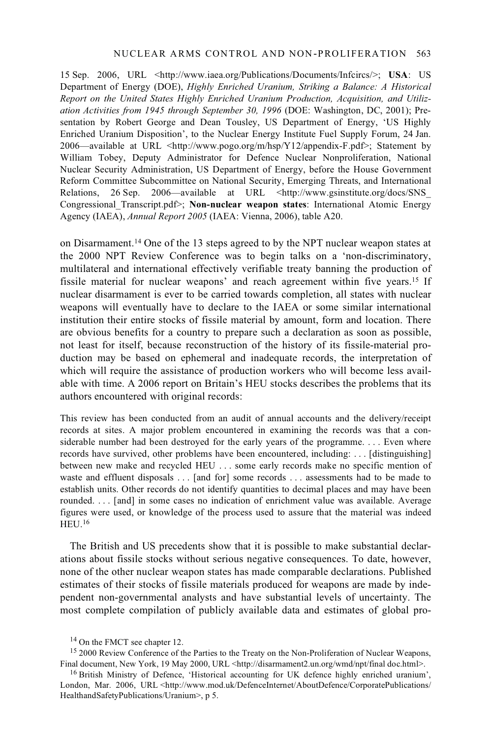15 Sep. 2006, URL <http://www.iaea.org/Publications/Documents/Infcircs/>; **USA**: US Department of Energy (DOE), *Highly Enriched Uranium, Striking a Balance: A Historical Report on the United States Highly Enriched Uranium Production, Acquisition, and Utilization Activities from 1945 through September 30, 1996* (DOE: Washington, DC, 2001); Presentation by Robert George and Dean Tousley, US Department of Energy, 'US Highly Enriched Uranium Disposition', to the Nuclear Energy Institute Fuel Supply Forum, 24 Jan. 2006—available at URL <http://www.pogo.org/m/hsp/Y12/appendix-F.pdf>; Statement by William Tobey, Deputy Administrator for Defence Nuclear Nonproliferation, National Nuclear Security Administration, US Department of Energy, before the House Government Reform Committee Subcommittee on National Security, Emerging Threats, and International Relations, 26 Sep. 2006—available at URL <http://www.gsinstitute.org/docs/SNS_Congressional_Transcript.pdf>; **Non-nuclear weapon states**: International Atomic Energy Agency (IAEA), *Annual Report 2005* (IAEA: Vienna, 2006), table A20.

on Disarmament.[14] One of the 13 steps agreed to by the NPT nuclear weapon states at the 2000 NPT Review Conference was to begin talks on a 'non-discriminatory, multilateral and international effectively verifiable treaty banning the production of fissile material for nuclear weapons' and reach agreement within five years.[15] If nuclear disarmament is ever to be carried towards completion, all states with nuclear weapons will eventually have to declare to the IAEA or some similar international institution their entire stocks of fissile material by amount, form and location. There are obvious benefits for a country to prepare such a declaration as soon as possible, not least for itself, because reconstruction of the history of its fissile-material production may be based on ephemeral and inadequate records, the interpretation of which will require the assistance of production workers who will become less available with time. A 2006 report on Britain's HEU stocks describes the problems that its authors encountered with original records:

> This review has been conducted from an audit of annual accounts and the delivery/receipt records at sites. A major problem encountered in examining the records was that a considerable number had been destroyed for the early years of the programme. . . . Even where records have survived, other problems have been encountered, including: . . . [distinguishing] between new make and recycled HEU . . . some early records make no specific mention of waste and effluent disposals . . . [and for] some records . . . assessments had to be made to establish units. Other records do not identify quantities to decimal places and may have been rounded. . . . [and] in some cases no indication of enrichment value was available. Average figures were used, or knowledge of the process used to assure that the material was indeed HEU.[16]

The British and US precedents show that it is possible to make substantial declarations about fissile stocks without serious negative consequences. To date, however, none of the other nuclear weapon states has made comparable declarations. Published estimates of their stocks of fissile materials produced for weapons are made by independent non-governmental analysts and have substantial levels of uncertainty. The most complete compilation of publicly available data and estimates of global pro-

[14] On the FMCT see chapter 12.

[15] 2000 Review Conference of the Parties to the Treaty on the Non-Proliferation of Nuclear Weapons, Final document, New York, 19 May 2000, URL <http://disarmament2.un.org/wmd/npt/final doc.html>.

[16] British Ministry of Defence, 'Historical accounting for UK defence highly enriched uranium', London, Mar. 2006, URL <http://www.mod.uk/DefenceInternet/AboutDefence/CorporatePublications/HealthandSafetyPublications/Uranium>, p 5.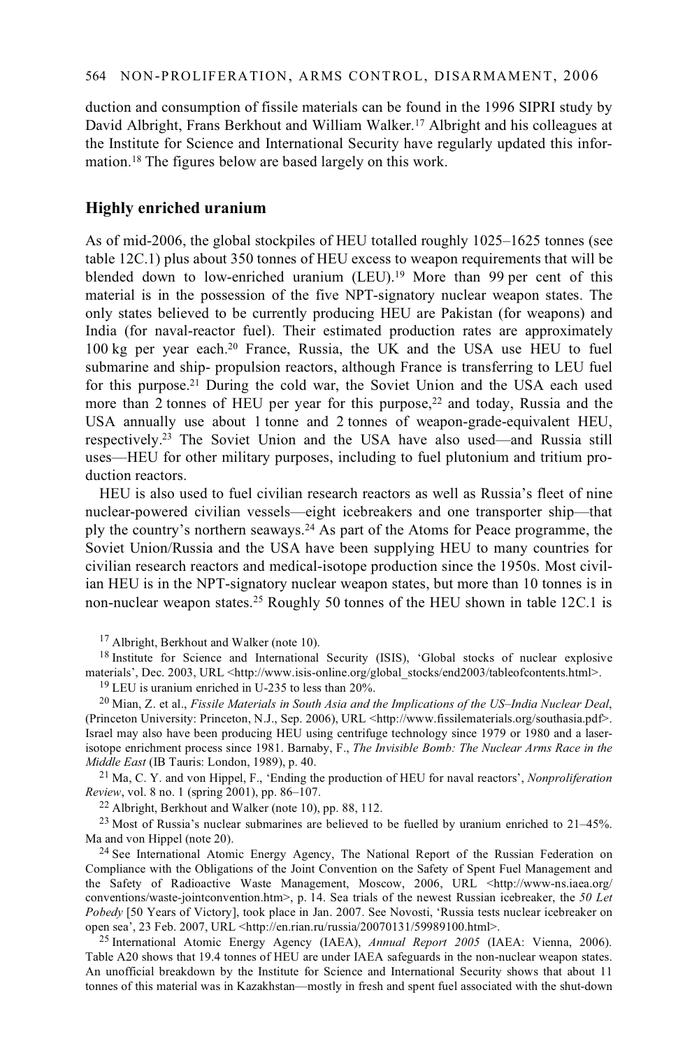duction and consumption of fissile materials can be found in the 1996 SIPRI study by David Albright, Frans Berkhout and William Walker.[17] Albright and his colleagues at the Institute for Science and International Security have regularly updated this information.[18] The figures below are based largely on this work.

## Highly enriched uranium

As of mid-2006, the global stockpiles of HEU totalled roughly 1025–1625 tonnes (see table 12C.1) plus about 350 tonnes of HEU excess to weapon requirements that will be blended down to low-enriched uranium (LEU).[19] More than 99 per cent of this material is in the possession of the five NPT-signatory nuclear weapon states. The only states believed to be currently producing HEU are Pakistan (for weapons) and India (for naval-reactor fuel). Their estimated production rates are approximately 100 kg per year each.[20] France, Russia, the UK and the USA use HEU to fuel submarine and ship- propulsion reactors, although France is transferring to LEU fuel for this purpose.[21] During the cold war, the Soviet Union and the USA each used more than 2 tonnes of HEU per year for this purpose,[22] and today, Russia and the USA annually use about 1 tonne and 2 tonnes of weapon-grade-equivalent HEU, respectively.[23] The Soviet Union and the USA have also used—and Russia still uses—HEU for other military purposes, including to fuel plutonium and tritium production reactors.

HEU is also used to fuel civilian research reactors as well as Russia's fleet of nine nuclear-powered civilian vessels—eight icebreakers and one transporter ship—that ply the country's northern seaways.[24] As part of the Atoms for Peace programme, the Soviet Union/Russia and the USA have been supplying HEU to many countries for civilian research reactors and medical-isotope production since the 1950s. Most civilian HEU is in the NPT-signatory nuclear weapon states, but more than 10 tonnes is in non-nuclear weapon states.[25] Roughly 50 tonnes of the HEU shown in table 12C.1 is

[17] Albright, Berkhout and Walker (note 10).

[18] Institute for Science and International Security (ISIS), 'Global stocks of nuclear explosive materials', Dec. 2003, URL <http://www.isis-online.org/global_stocks/end2003/tableofcontents.html>.

[19] LEU is uranium enriched in U-235 to less than 20%.

[20] Mian, Z. et al., *Fissile Materials in South Asia and the Implications of the US–India Nuclear Deal*, (Princeton University: Princeton, N.J., Sep. 2006), URL <http://www.fissilematerials.org/southasia.pdf>. Israel may also have been producing HEU using centrifuge technology since 1979 or 1980 and a laser-isotope enrichment process since 1981. Barnaby, F., *The Invisible Bomb: The Nuclear Arms Race in the Middle East* (IB Tauris: London, 1989), p. 40.

[21] Ma, C. Y. and von Hippel, F., 'Ending the production of HEU for naval reactors', *Nonproliferation Review*, vol. 8 no. 1 (spring 2001), pp. 86–107.

[22] Albright, Berkhout and Walker (note 10), pp. 88, 112.

[23] Most of Russia's nuclear submarines are believed to be fuelled by uranium enriched to 21–45%. Ma and von Hippel (note 20).

[24] See International Atomic Energy Agency, The National Report of the Russian Federation on Compliance with the Obligations of the Joint Convention on the Safety of Spent Fuel Management and the Safety of Radioactive Waste Management, Moscow, 2006, URL <http://www-ns.iaea.org/conventions/waste-jointconvention.htm>, p. 14. Sea trials of the newest Russian icebreaker, the *50 Let Pobedy* [50 Years of Victory], took place in Jan. 2007. See Novosti, 'Russia tests nuclear icebreaker on open sea', 23 Feb. 2007, URL <http://en.rian.ru/russia/20070131/59989100.html>.

[25] International Atomic Energy Agency (IAEA), *Annual Report 2005* (IAEA: Vienna, 2006). Table A20 shows that 19.4 tonnes of HEU are under IAEA safeguards in the non-nuclear weapon states. An unofficial breakdown by the Institute for Science and International Security shows that about 11 tonnes of this material was in Kazakhstan—mostly in fresh and spent fuel associated with the shut-down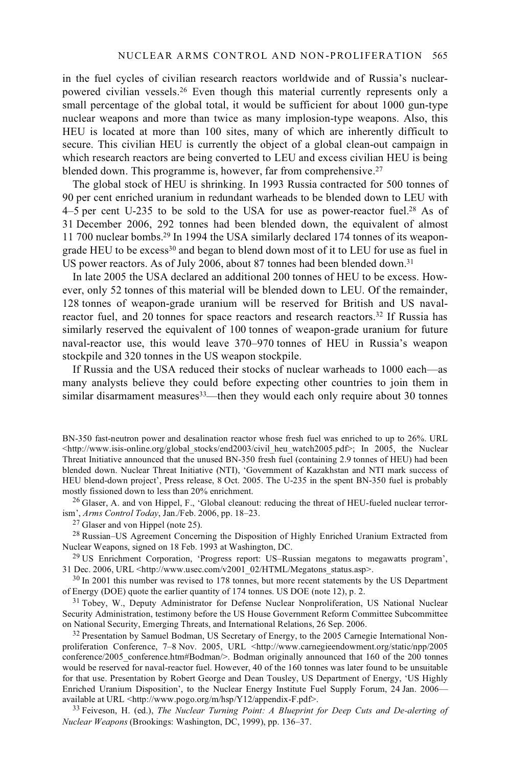in the fuel cycles of civilian research reactors worldwide and of Russia's nuclear-powered civilian vessels.[26] Even though this material currently represents only a small percentage of the global total, it would be sufficient for about 1000 gun-type nuclear weapons and more than twice as many implosion-type weapons. Also, this HEU is located at more than 100 sites, many of which are inherently difficult to secure. This civilian HEU is currently the object of a global clean-out campaign in which research reactors are being converted to LEU and excess civilian HEU is being blended down. This programme is, however, far from comprehensive.[27]

The global stock of HEU is shrinking. In 1993 Russia contracted for 500 tonnes of 90 per cent enriched uranium in redundant warheads to be blended down to LEU with 4–5 per cent U-235 to be sold to the USA for use as power-reactor fuel.[28] As of 31 December 2006, 292 tonnes had been blended down, the equivalent of almost 11 700 nuclear bombs.[29] In 1994 the USA similarly declared 174 tonnes of its weapon-grade HEU to be excess[30] and began to blend down most of it to LEU for use as fuel in US power reactors. As of July 2006, about 87 tonnes had been blended down.[31]

In late 2005 the USA declared an additional 200 tonnes of HEU to be excess. However, only 52 tonnes of this material will be blended down to LEU. Of the remainder, 128 tonnes of weapon-grade uranium will be reserved for British and US naval-reactor fuel, and 20 tonnes for space reactors and research reactors.[32] If Russia has similarly reserved the equivalent of 100 tonnes of weapon-grade uranium for future naval-reactor use, this would leave 370–970 tonnes of HEU in Russia's weapon stockpile and 320 tonnes in the US weapon stockpile.

If Russia and the USA reduced their stocks of nuclear warheads to 1000 each—as many analysts believe they could before expecting other countries to join them in similar disarmament measures[33]—then they would each only require about 30 tonnes

---

BN-350 fast-neutron power and desalination reactor whose fresh fuel was enriched to up to 26%. URL <http://www.isis-online.org/global_stocks/end2003/civil_heu_watch2005.pdf>; In 2005, the Nuclear Threat Initiative announced that the unused BN-350 fresh fuel (containing 2.9 tonnes of HEU) had been blended down. Nuclear Threat Initiative (NTI), 'Government of Kazakhstan and NTI mark success of HEU blend-down project', Press release, 8 Oct. 2005. The U-235 in the spent BN-350 fuel is probably mostly fissioned down to less than 20% enrichment.

[26] Glaser, A. and von Hippel, F., 'Global cleanout: reducing the threat of HEU-fueled nuclear terrorism', *Arms Control Today*, Jan./Feb. 2006, pp. 18–23.

[27] Glaser and von Hippel (note 25).

[28] Russian–US Agreement Concerning the Disposition of Highly Enriched Uranium Extracted from Nuclear Weapons, signed on 18 Feb. 1993 at Washington, DC.

[29] US Enrichment Corporation, 'Progress report: US–Russian megatons to megawatts program', 31 Dec. 2006, URL <http://www.usec.com/v2001_02/HTML/Megatons_status.asp>.

[30] In 2001 this number was revised to 178 tonnes, but more recent statements by the US Department of Energy (DOE) quote the earlier quantity of 174 tonnes. US DOE (note 12), p. 2.

[31] Tobey, W., Deputy Administrator for Defense Nuclear Nonproliferation, US National Nuclear Security Administration, testimony before the US House Government Reform Committee Subcommittee on National Security, Emerging Threats, and International Relations, 26 Sep. 2006.

[32] Presentation by Samuel Bodman, US Secretary of Energy, to the 2005 Carnegie International Non-proliferation Conference, 7–8 Nov. 2005, URL <http://www.carnegieendowment.org/static/npp/2005conference/2005_conference.htm#Bodman/>. Bodman originally announced that 160 of the 200 tonnes would be reserved for naval-reactor fuel. However, 40 of the 160 tonnes was later found to be unsuitable for that use. Presentation by Robert George and Dean Tousley, US Department of Energy, 'US Highly Enriched Uranium Disposition', to the Nuclear Energy Institute Fuel Supply Forum, 24 Jan. 2006—available at URL <http://www.pogo.org/m/hsp/Y12/appendix-F.pdf>.

[33] Feiveson, H. (ed.), *The Nuclear Turning Point: A Blueprint for Deep Cuts and De-alerting of Nuclear Weapons* (Brookings: Washington, DC, 1999), pp. 136–37.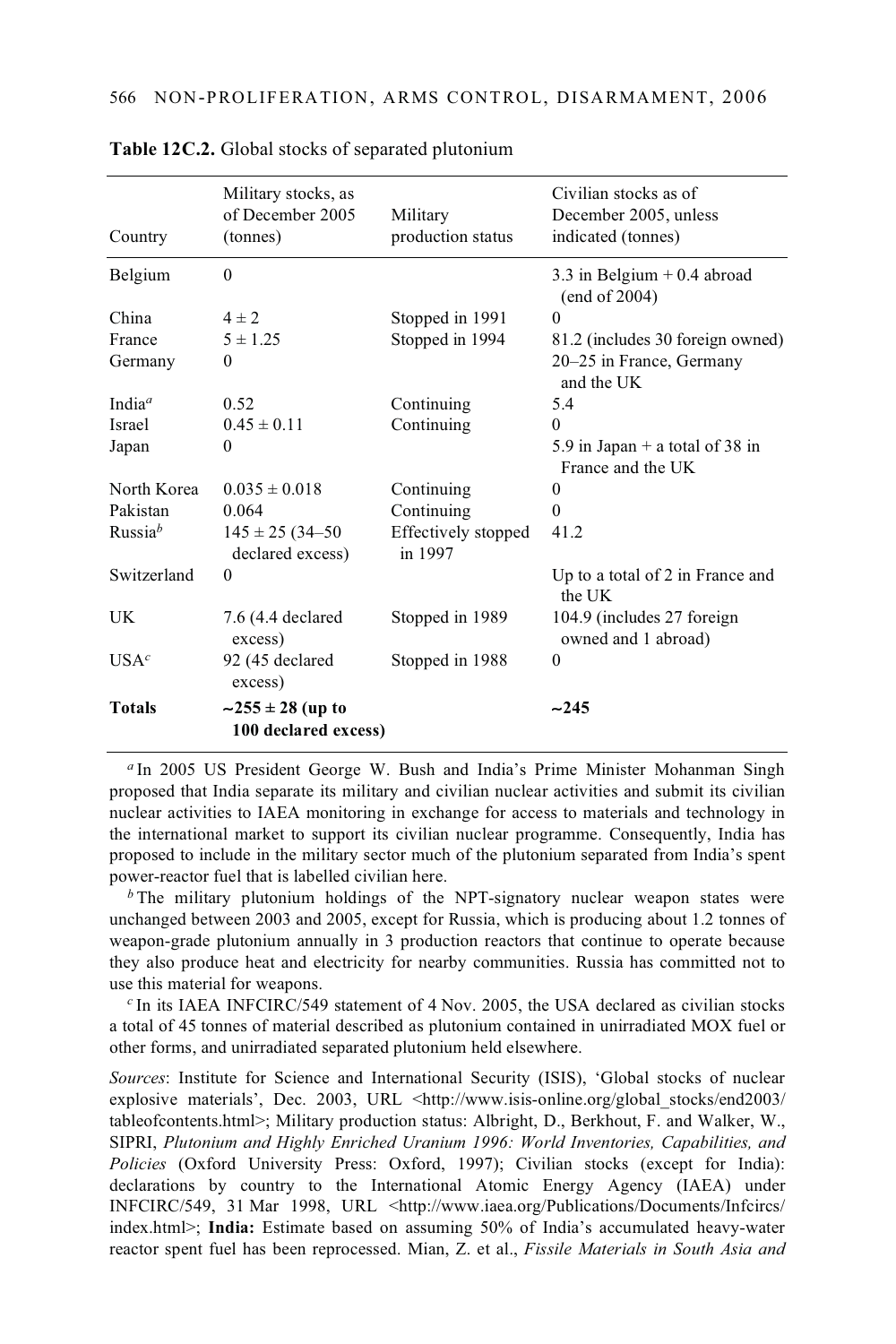**Table 12C.2.** Global stocks of separated plutonium

| Country | Military stocks, as of December 2005 (tonnes) | Military production status | Civilian stocks as of December 2005, unless indicated (tonnes) |
|---|---|---|---|
| Belgium | 0 | | 3.3 in Belgium + 0.4 abroad (end of 2004) |
| China | 4 ± 2 | Stopped in 1991 | 0 |
| France | 5 ± 1.25 | Stopped in 1994 | 81.2 (includes 30 foreign owned) |
| Germany | 0 | | 20–25 in France, Germany and the UK |
| India[a] | 0.52 | Continuing | 5.4 |
| Israel | 0.45 ± 0.11 | Continuing | 0 |
| Japan | 0 | | 5.9 in Japan + a total of 38 in France and the UK |
| North Korea | 0.035 ± 0.018 | Continuing | 0 |
| Pakistan | 0.064 | Continuing | 0 |
| Russia[b] | 145 ± 25 (34–50 declared excess) | Effectively stopped in 1997 | 41.2 |
| Switzerland | 0 | | Up to a total of 2 in France and the UK |
| UK | 7.6 (4.4 declared excess) | Stopped in 1989 | 104.9 (includes 27 foreign owned and 1 abroad) |
| USA[c] | 92 (45 declared excess) | Stopped in 1988 | 0 |
| **Totals** | **~255 ± 28 (up to 100 declared excess)** | | **~245** |

[a] In 2005 US President George W. Bush and India's Prime Minister Mohanman Singh proposed that India separate its military and civilian nuclear activities and submit its civilian nuclear activities to IAEA monitoring in exchange for access to materials and technology in the international market to support its civilian nuclear programme. Consequently, India has proposed to include in the military sector much of the plutonium separated from India's spent power-reactor fuel that is labelled civilian here.

[b] The military plutonium holdings of the NPT-signatory nuclear weapon states were unchanged between 2003 and 2005, except for Russia, which is producing about 1.2 tonnes of weapon-grade plutonium annually in 3 production reactors that continue to operate because they also produce heat and electricity for nearby communities. Russia has committed not to use this material for weapons.

[c] In its IAEA INFCIRC/549 statement of 4 Nov. 2005, the USA declared as civilian stocks a total of 45 tonnes of material described as plutonium contained in unirradiated MOX fuel or other forms, and unirradiated separated plutonium held elsewhere.

*Sources*: Institute for Science and International Security (ISIS), 'Global stocks of nuclear explosive materials', Dec. 2003, URL <http://www.isis-online.org/global_stocks/end2003/tableofcontents.html>; Military production status: Albright, D., Berkhout, F. and Walker, W., SIPRI, *Plutonium and Highly Enriched Uranium 1996: World Inventories, Capabilities, and Policies* (Oxford University Press: Oxford, 1997); Civilian stocks (except for India): declarations by country to the International Atomic Energy Agency (IAEA) under INFCIRC/549, 31 Mar 1998, URL <http://www.iaea.org/Publications/Documents/Infcircs/index.html>; **India:** Estimate based on assuming 50% of India's accumulated heavy-water reactor spent fuel has been reprocessed. Mian, Z. et al., *Fissile Materials in South Asia and*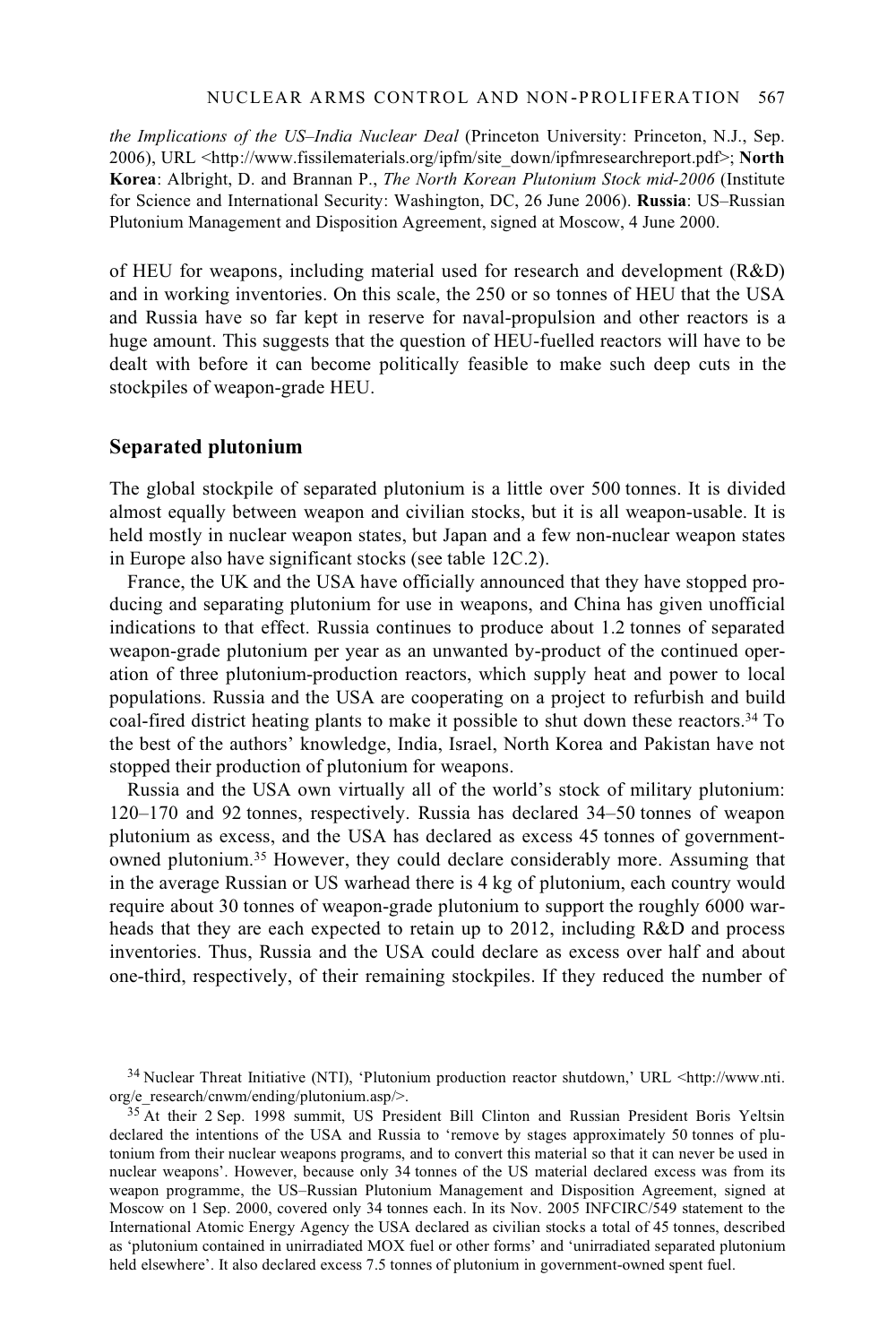*the Implications of the US–India Nuclear Deal* (Princeton University: Princeton, N.J., Sep. 2006), URL <http://www.fissilematerials.org/ipfm/site_down/ipfmresearchreport.pdf>; **North Korea**: Albright, D. and Brannan P., *The North Korean Plutonium Stock mid-2006* (Institute for Science and International Security: Washington, DC, 26 June 2006). **Russia**: US–Russian Plutonium Management and Disposition Agreement, signed at Moscow, 4 June 2000.

of HEU for weapons, including material used for research and development (R&D) and in working inventories. On this scale, the 250 or so tonnes of HEU that the USA and Russia have so far kept in reserve for naval-propulsion and other reactors is a huge amount. This suggests that the question of HEU-fuelled reactors will have to be dealt with before it can become politically feasible to make such deep cuts in the stockpiles of weapon-grade HEU.

## Separated plutonium

The global stockpile of separated plutonium is a little over 500 tonnes. It is divided almost equally between weapon and civilian stocks, but it is all weapon-usable. It is held mostly in nuclear weapon states, but Japan and a few non-nuclear weapon states in Europe also have significant stocks (see table 12C.2).

France, the UK and the USA have officially announced that they have stopped producing and separating plutonium for use in weapons, and China has given unofficial indications to that effect. Russia continues to produce about 1.2 tonnes of separated weapon-grade plutonium per year as an unwanted by-product of the continued operation of three plutonium-production reactors, which supply heat and power to local populations. Russia and the USA are cooperating on a project to refurbish and build coal-fired district heating plants to make it possible to shut down these reactors.[34] To the best of the authors' knowledge, India, Israel, North Korea and Pakistan have not stopped their production of plutonium for weapons.

Russia and the USA own virtually all of the world's stock of military plutonium: 120–170 and 92 tonnes, respectively. Russia has declared 34–50 tonnes of weapon plutonium as excess, and the USA has declared as excess 45 tonnes of government-owned plutonium.[35] However, they could declare considerably more. Assuming that in the average Russian or US warhead there is 4 kg of plutonium, each country would require about 30 tonnes of weapon-grade plutonium to support the roughly 6000 warheads that they are each expected to retain up to 2012, including R&D and process inventories. Thus, Russia and the USA could declare as excess over half and about one-third, respectively, of their remaining stockpiles. If they reduced the number of

[34] Nuclear Threat Initiative (NTI), 'Plutonium production reactor shutdown,' URL <http://www.nti.org/e_research/cnwm/ending/plutonium.asp/>.

[35] At their 2 Sep. 1998 summit, US President Bill Clinton and Russian President Boris Yeltsin declared the intentions of the USA and Russia to 'remove by stages approximately 50 tonnes of plutonium from their nuclear weapons programs, and to convert this material so that it can never be used in nuclear weapons'. However, because only 34 tonnes of the US material declared excess was from its weapon programme, the US–Russian Plutonium Management and Disposition Agreement, signed at Moscow on 1 Sep. 2000, covered only 34 tonnes each. In its Nov. 2005 INFCIRC/549 statement to the International Atomic Energy Agency the USA declared as civilian stocks a total of 45 tonnes, described as 'plutonium contained in unirradiated MOX fuel or other forms' and 'unirradiated separated plutonium held elsewhere'. It also declared excess 7.5 tonnes of plutonium in government-owned spent fuel.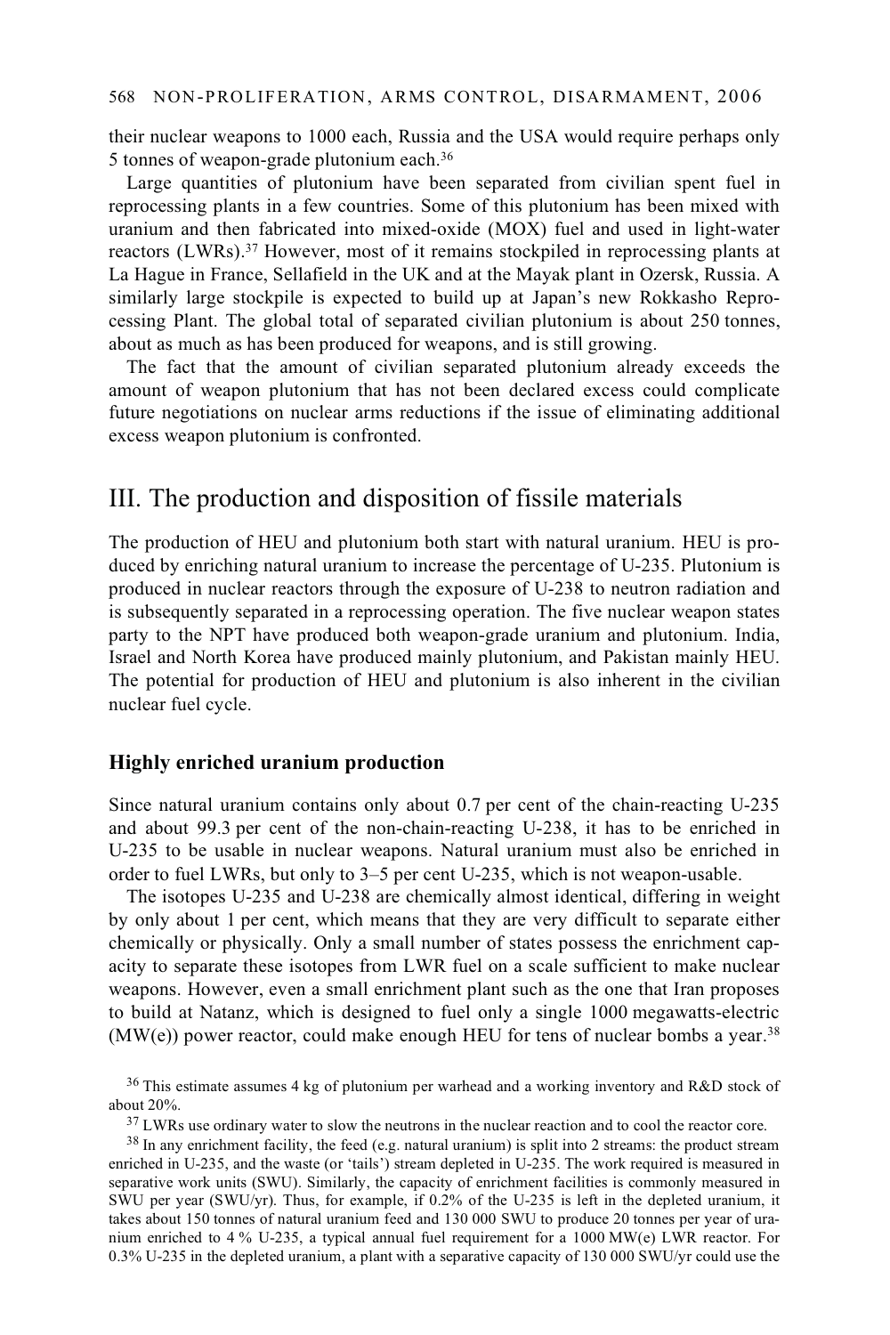their nuclear weapons to 1000 each, Russia and the USA would require perhaps only 5 tonnes of weapon-grade plutonium each.[36]

Large quantities of plutonium have been separated from civilian spent fuel in reprocessing plants in a few countries. Some of this plutonium has been mixed with uranium and then fabricated into mixed-oxide (MOX) fuel and used in light-water reactors (LWRs).[37] However, most of it remains stockpiled in reprocessing plants at La Hague in France, Sellafield in the UK and at the Mayak plant in Ozersk, Russia. A similarly large stockpile is expected to build up at Japan's new Rokkasho Reprocessing Plant. The global total of separated civilian plutonium is about 250 tonnes, about as much as has been produced for weapons, and is still growing.

The fact that the amount of civilian separated plutonium already exceeds the amount of weapon plutonium that has not been declared excess could complicate future negotiations on nuclear arms reductions if the issue of eliminating additional excess weapon plutonium is confronted.

## III. The production and disposition of fissile materials

The production of HEU and plutonium both start with natural uranium. HEU is produced by enriching natural uranium to increase the percentage of U-235. Plutonium is produced in nuclear reactors through the exposure of U-238 to neutron radiation and is subsequently separated in a reprocessing operation. The five nuclear weapon states party to the NPT have produced both weapon-grade uranium and plutonium. India, Israel and North Korea have produced mainly plutonium, and Pakistan mainly HEU. The potential for production of HEU and plutonium is also inherent in the civilian nuclear fuel cycle.

### Highly enriched uranium production

Since natural uranium contains only about 0.7 per cent of the chain-reacting U-235 and about 99.3 per cent of the non-chain-reacting U-238, it has to be enriched in U-235 to be usable in nuclear weapons. Natural uranium must also be enriched in order to fuel LWRs, but only to 3–5 per cent U-235, which is not weapon-usable.

The isotopes U-235 and U-238 are chemically almost identical, differing in weight by only about 1 per cent, which means that they are very difficult to separate either chemically or physically. Only a small number of states possess the enrichment capacity to separate these isotopes from LWR fuel on a scale sufficient to make nuclear weapons. However, even a small enrichment plant such as the one that Iran proposes to build at Natanz, which is designed to fuel only a single 1000 megawatts-electric (MW(e)) power reactor, could make enough HEU for tens of nuclear bombs a year.[38]

[36] This estimate assumes 4 kg of plutonium per warhead and a working inventory and R&D stock of about 20%.

[37] LWRs use ordinary water to slow the neutrons in the nuclear reaction and to cool the reactor core.

[38] In any enrichment facility, the feed (e.g. natural uranium) is split into 2 streams: the product stream enriched in U-235, and the waste (or 'tails') stream depleted in U-235. The work required is measured in separative work units (SWU). Similarly, the capacity of enrichment facilities is commonly measured in SWU per year (SWU/yr). Thus, for example, if 0.2% of the U-235 is left in the depleted uranium, it takes about 150 tonnes of natural uranium feed and 130 000 SWU to produce 20 tonnes per year of uranium enriched to 4 % U-235, a typical annual fuel requirement for a 1000 MW(e) LWR reactor. For 0.3% U-235 in the depleted uranium, a plant with a separative capacity of 130 000 SWU/yr could use the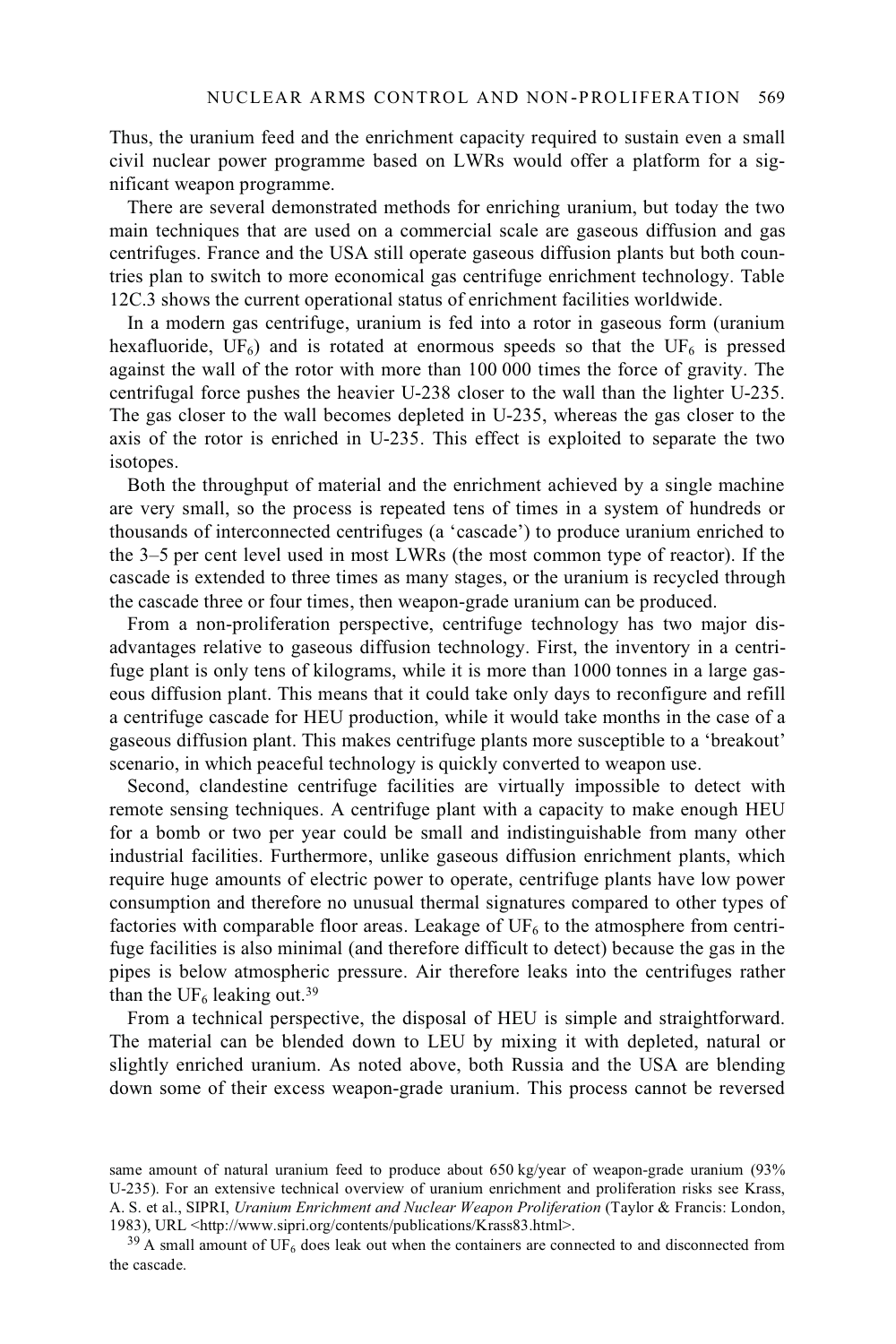Thus, the uranium feed and the enrichment capacity required to sustain even a small civil nuclear power programme based on LWRs would offer a platform for a significant weapon programme.

There are several demonstrated methods for enriching uranium, but today the two main techniques that are used on a commercial scale are gaseous diffusion and gas centrifuges. France and the USA still operate gaseous diffusion plants but both countries plan to switch to more economical gas centrifuge enrichment technology. Table 12C.3 shows the current operational status of enrichment facilities worldwide.

In a modern gas centrifuge, uranium is fed into a rotor in gaseous form (uranium hexafluoride, $UF_6$) and is rotated at enormous speeds so that the $UF_6$ is pressed against the wall of the rotor with more than 100 000 times the force of gravity. The centrifugal force pushes the heavier U-238 closer to the wall than the lighter U-235. The gas closer to the wall becomes depleted in U-235, whereas the gas closer to the axis of the rotor is enriched in U-235. This effect is exploited to separate the two isotopes.

Both the throughput of material and the enrichment achieved by a single machine are very small, so the process is repeated tens of times in a system of hundreds or thousands of interconnected centrifuges (a 'cascade') to produce uranium enriched to the 3–5 per cent level used in most LWRs (the most common type of reactor). If the cascade is extended to three times as many stages, or the uranium is recycled through the cascade three or four times, then weapon-grade uranium can be produced.

From a non-proliferation perspective, centrifuge technology has two major disadvantages relative to gaseous diffusion technology. First, the inventory in a centrifuge plant is only tens of kilograms, while it is more than 1000 tonnes in a large gaseous diffusion plant. This means that it could take only days to reconfigure and refill a centrifuge cascade for HEU production, while it would take months in the case of a gaseous diffusion plant. This makes centrifuge plants more susceptible to a 'breakout' scenario, in which peaceful technology is quickly converted to weapon use.

Second, clandestine centrifuge facilities are virtually impossible to detect with remote sensing techniques. A centrifuge plant with a capacity to make enough HEU for a bomb or two per year could be small and indistinguishable from many other industrial facilities. Furthermore, unlike gaseous diffusion enrichment plants, which require huge amounts of electric power to operate, centrifuge plants have low power consumption and therefore no unusual thermal signatures compared to other types of factories with comparable floor areas. Leakage of $UF_6$ to the atmosphere from centrifuge facilities is also minimal (and therefore difficult to detect) because the gas in the pipes is below atmospheric pressure. Air therefore leaks into the centrifuges rather than the $UF_6$ leaking out.[39]

From a technical perspective, the disposal of HEU is simple and straightforward. The material can be blended down to LEU by mixing it with depleted, natural or slightly enriched uranium. As noted above, both Russia and the USA are blending down some of their excess weapon-grade uranium. This process cannot be reversed

same amount of natural uranium feed to produce about 650 kg/year of weapon-grade uranium (93% U-235). For an extensive technical overview of uranium enrichment and proliferation risks see Krass, A. S. et al., SIPRI, *Uranium Enrichment and Nuclear Weapon Proliferation* (Taylor & Francis: London, 1983), URL <http://www.sipri.org/contents/publications/Krass83.html>.

[39] A small amount of $UF_6$ does leak out when the containers are connected to and disconnected from the cascade.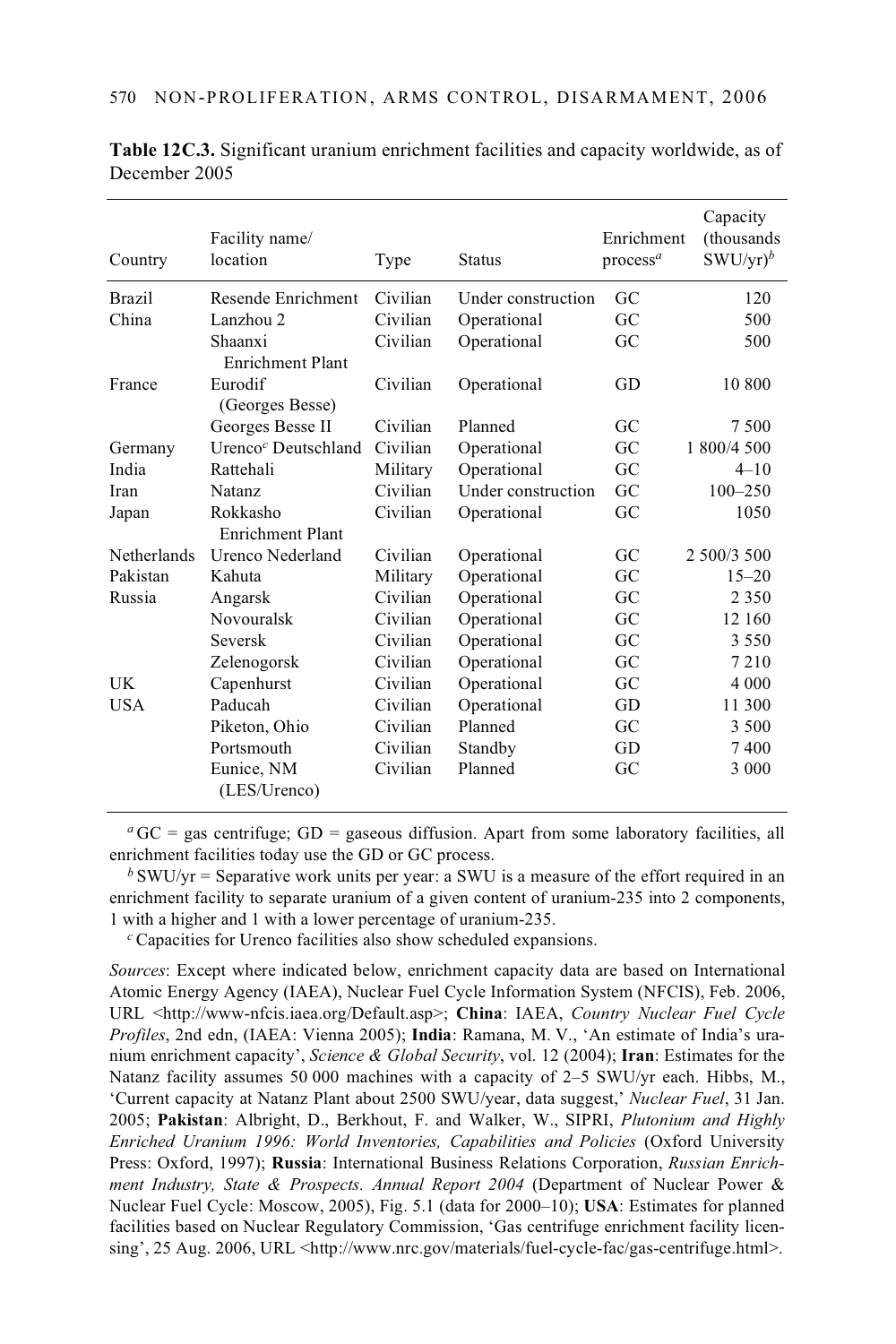**Table 12C.3.** Significant uranium enrichment facilities and capacity worldwide, as of December 2005

| Country | Facility name/ location | Type | Status | Enrichment process[a] | Capacity (thousands SWU/yr)[b] |
|---|---|---|---|---|---|
| Brazil | Resende Enrichment | Civilian | Under construction | GC | 120 |
| China | Lanzhou 2 | Civilian | Operational | GC | 500 |
| | Shaanxi Enrichment Plant | Civilian | Operational | GC | 500 |
| France | Eurodif (Georges Besse) | Civilian | Operational | GD | 10 800 |
| | Georges Besse II | Civilian | Planned | GC | 7 500 |
| Germany | Urenco[c] Deutschland | Civilian | Operational | GC | 1 800/4 500 |
| India | Rattehali | Military | Operational | GC | 4–10 |
| Iran | Natanz | Civilian | Under construction | GC | 100–250 |
| Japan | Rokkasho Enrichment Plant | Civilian | Operational | GC | 1050 |
| Netherlands | Urenco Nederland | Civilian | Operational | GC | 2 500/3 500 |
| Pakistan | Kahuta | Military | Operational | GC | 15–20 |
| Russia | Angarsk | Civilian | Operational | GC | 2 350 |
| | Novouralsk | Civilian | Operational | GC | 12 160 |
| | Seversk | Civilian | Operational | GC | 3 550 |
| | Zelenogorsk | Civilian | Operational | GC | 7 210 |
| UK | Capenhurst | Civilian | Operational | GC | 4 000 |
| USA | Paducah | Civilian | Operational | GD | 11 300 |
| | Piketon, Ohio | Civilian | Planned | GC | 3 500 |
| | Portsmouth | Civilian | Standby | GD | 7 400 |
| | Eunice, NM (LES/Urenco) | Civilian | Planned | GC | 3 000 |

[a] GC = gas centrifuge; GD = gaseous diffusion. Apart from some laboratory facilities, all enrichment facilities today use the GD or GC process.

[b] SWU/yr = Separative work units per year: a SWU is a measure of the effort required in an enrichment facility to separate uranium of a given content of uranium-235 into 2 components, 1 with a higher and 1 with a lower percentage of uranium-235.

[c] Capacities for Urenco facilities also show scheduled expansions.

*Sources*: Except where indicated below, enrichment capacity data are based on International Atomic Energy Agency (IAEA), Nuclear Fuel Cycle Information System (NFCIS), Feb. 2006, URL <http://www-nfcis.iaea.org/Default.asp>; **China**: IAEA, *Country Nuclear Fuel Cycle Profiles*, 2nd edn, (IAEA: Vienna 2005); **India**: Ramana, M. V., 'An estimate of India's uranium enrichment capacity', *Science & Global Security*, vol. 12 (2004); **Iran**: Estimates for the Natanz facility assumes 50 000 machines with a capacity of 2–5 SWU/yr each. Hibbs, M., 'Current capacity at Natanz Plant about 2500 SWU/year, data suggest,' *Nuclear Fuel*, 31 Jan. 2005; **Pakistan**: Albright, D., Berkhout, F. and Walker, W., SIPRI, *Plutonium and Highly Enriched Uranium 1996: World Inventories, Capabilities and Policies* (Oxford University Press: Oxford, 1997); **Russia**: International Business Relations Corporation, *Russian Enrichment Industry, State & Prospects. Annual Report 2004* (Department of Nuclear Power & Nuclear Fuel Cycle: Moscow, 2005), Fig. 5.1 (data for 2000–10); **USA**: Estimates for planned facilities based on Nuclear Regulatory Commission, 'Gas centrifuge enrichment facility licensing', 25 Aug. 2006, URL <http://www.nrc.gov/materials/fuel-cycle-fac/gas-centrifuge.html>.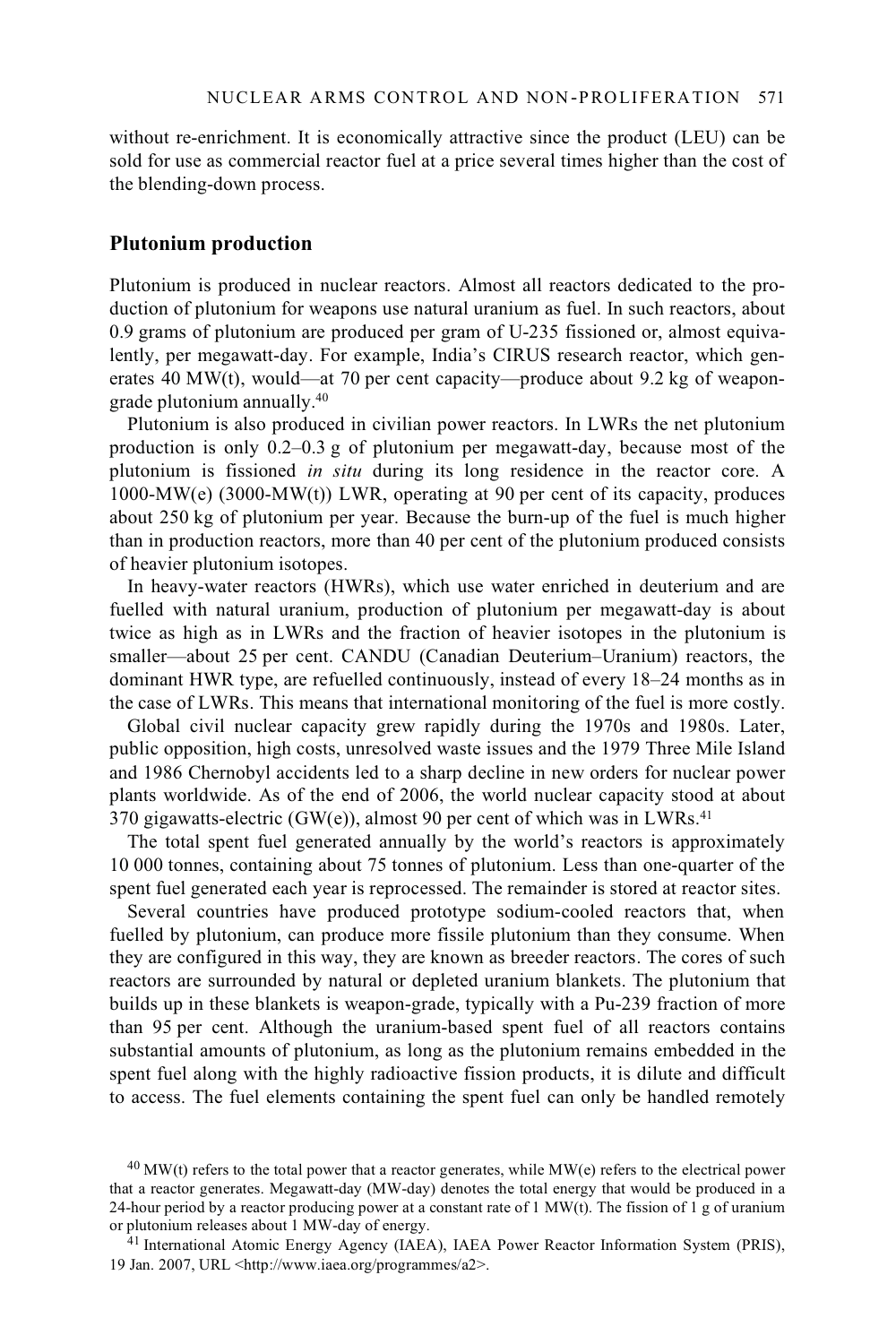without re-enrichment. It is economically attractive since the product (LEU) can be sold for use as commercial reactor fuel at a price several times higher than the cost of the blending-down process.

## Plutonium production

Plutonium is produced in nuclear reactors. Almost all reactors dedicated to the production of plutonium for weapons use natural uranium as fuel. In such reactors, about 0.9 grams of plutonium are produced per gram of U-235 fissioned or, almost equivalently, per megawatt-day. For example, India's CIRUS research reactor, which generates 40 MW(t), would—at 70 per cent capacity—produce about 9.2 kg of weapon-grade plutonium annually.[40]

Plutonium is also produced in civilian power reactors. In LWRs the net plutonium production is only 0.2–0.3 g of plutonium per megawatt-day, because most of the plutonium is fissioned *in situ* during its long residence in the reactor core. A 1000-MW(e) (3000-MW(t)) LWR, operating at 90 per cent of its capacity, produces about 250 kg of plutonium per year. Because the burn-up of the fuel is much higher than in production reactors, more than 40 per cent of the plutonium produced consists of heavier plutonium isotopes.

In heavy-water reactors (HWRs), which use water enriched in deuterium and are fuelled with natural uranium, production of plutonium per megawatt-day is about twice as high as in LWRs and the fraction of heavier isotopes in the plutonium is smaller—about 25 per cent. CANDU (Canadian Deuterium–Uranium) reactors, the dominant HWR type, are refuelled continuously, instead of every 18–24 months as in the case of LWRs. This means that international monitoring of the fuel is more costly.

Global civil nuclear capacity grew rapidly during the 1970s and 1980s. Later, public opposition, high costs, unresolved waste issues and the 1979 Three Mile Island and 1986 Chernobyl accidents led to a sharp decline in new orders for nuclear power plants worldwide. As of the end of 2006, the world nuclear capacity stood at about 370 gigawatts-electric (GW(e)), almost 90 per cent of which was in LWRs.[41]

The total spent fuel generated annually by the world's reactors is approximately 10 000 tonnes, containing about 75 tonnes of plutonium. Less than one-quarter of the spent fuel generated each year is reprocessed. The remainder is stored at reactor sites.

Several countries have produced prototype sodium-cooled reactors that, when fuelled by plutonium, can produce more fissile plutonium than they consume. When they are configured in this way, they are known as breeder reactors. The cores of such reactors are surrounded by natural or depleted uranium blankets. The plutonium that builds up in these blankets is weapon-grade, typically with a Pu-239 fraction of more than 95 per cent. Although the uranium-based spent fuel of all reactors contains substantial amounts of plutonium, as long as the plutonium remains embedded in the spent fuel along with the highly radioactive fission products, it is dilute and difficult to access. The fuel elements containing the spent fuel can only be handled remotely

[40] MW(t) refers to the total power that a reactor generates, while MW(e) refers to the electrical power that a reactor generates. Megawatt-day (MW-day) denotes the total energy that would be produced in a 24-hour period by a reactor producing power at a constant rate of 1 MW(t). The fission of 1 g of uranium or plutonium releases about 1 MW-day of energy.

[41] International Atomic Energy Agency (IAEA), IAEA Power Reactor Information System (PRIS), 19 Jan. 2007, URL <http://www.iaea.org/programmes/a2>.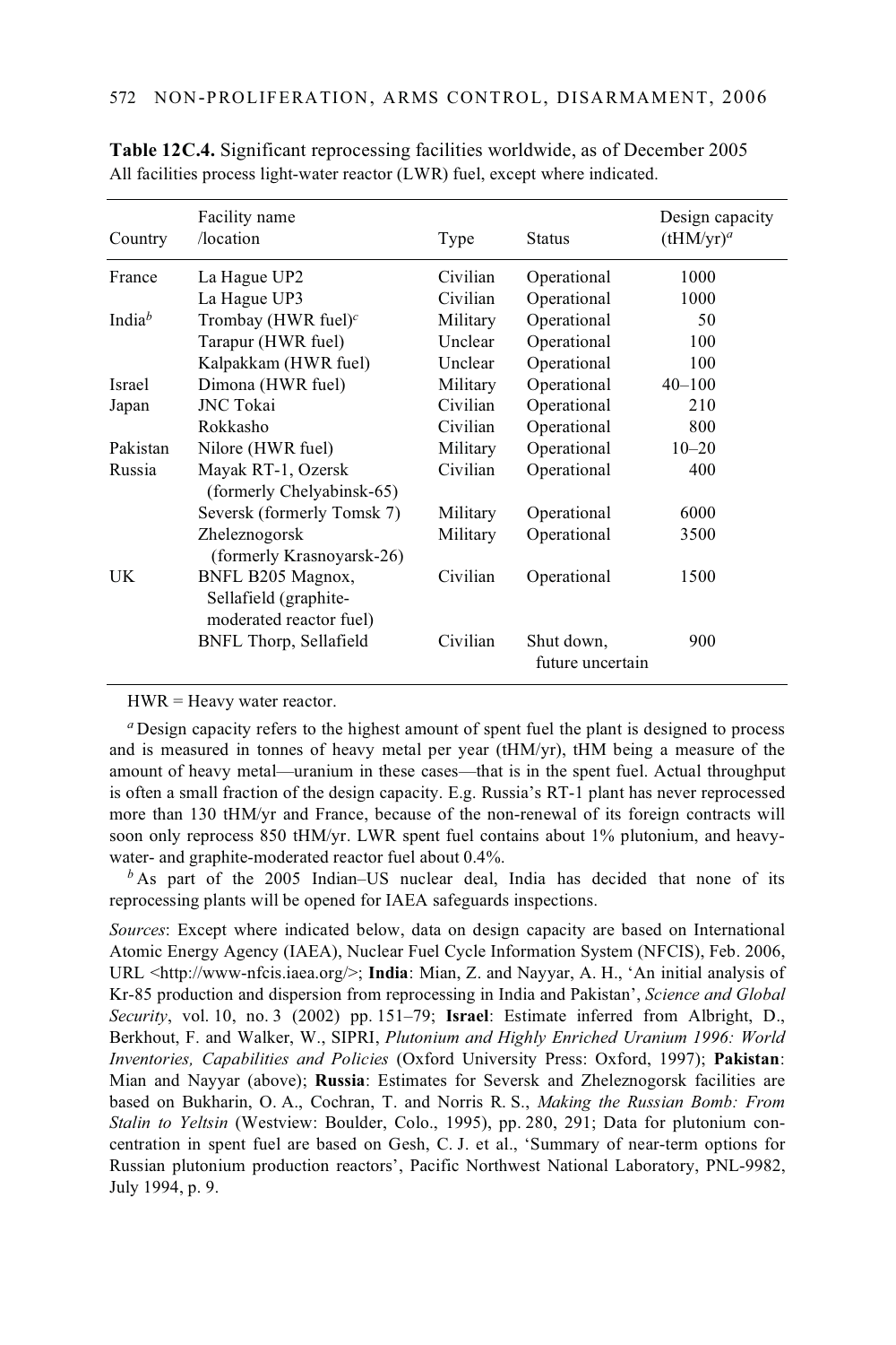**Table 12C.4.** Significant reprocessing facilities worldwide, as of December 2005
All facilities process light-water reactor (LWR) fuel, except where indicated.

| Country | Facility name /location | Type | Status | Design capacity (tHM/yr)[a] |
|---|---|---|---|---|
| France | La Hague UP2 | Civilian | Operational | 1000 |
| | La Hague UP3 | Civilian | Operational | 1000 |
| India[b] | Trombay (HWR fuel)[c] | Military | Operational | 50 |
| | Tarapur (HWR fuel) | Unclear | Operational | 100 |
| | Kalpakkam (HWR fuel) | Unclear | Operational | 100 |
| Israel | Dimona (HWR fuel) | Military | Operational | 40–100 |
| Japan | JNC Tokai | Civilian | Operational | 210 |
| | Rokkasho | Civilian | Operational | 800 |
| Pakistan | Nilore (HWR fuel) | Military | Operational | 10–20 |
| Russia | Mayak RT-1, Ozersk (formerly Chelyabinsk-65) | Civilian | Operational | 400 |
| | Seversk (formerly Tomsk 7) | Military | Operational | 6000 |
| | Zheleznogorsk (formerly Krasnoyarsk-26) | Military | Operational | 3500 |
| UK | BNFL B205 Magnox, Sellafield (graphite-moderated reactor fuel) | Civilian | Operational | 1500 |
| | BNFL Thorp, Sellafield | Civilian | Shut down, future uncertain | 900 |

HWR = Heavy water reactor.

[a] Design capacity refers to the highest amount of spent fuel the plant is designed to process and is measured in tonnes of heavy metal per year (tHM/yr), tHM being a measure of the amount of heavy metal—uranium in these cases—that is in the spent fuel. Actual throughput is often a small fraction of the design capacity. E.g. Russia's RT-1 plant has never reprocessed more than 130 tHM/yr and France, because of the non-renewal of its foreign contracts will soon only reprocess 850 tHM/yr. LWR spent fuel contains about 1% plutonium, and heavy-water- and graphite-moderated reactor fuel about 0.4%.

[b] As part of the 2005 Indian–US nuclear deal, India has decided that none of its reprocessing plants will be opened for IAEA safeguards inspections.

*Sources*: Except where indicated below, data on design capacity are based on International Atomic Energy Agency (IAEA), Nuclear Fuel Cycle Information System (NFCIS), Feb. 2006, URL <http://www-nfcis.iaea.org/>; **India**: Mian, Z. and Nayyar, A. H., 'An initial analysis of Kr-85 production and dispersion from reprocessing in India and Pakistan', *Science and Global Security*, vol. 10, no. 3 (2002) pp. 151–79; **Israel**: Estimate inferred from Albright, D., Berkhout, F. and Walker, W., SIPRI, *Plutonium and Highly Enriched Uranium 1996: World Inventories, Capabilities and Policies* (Oxford University Press: Oxford, 1997); **Pakistan**: Mian and Nayyar (above); **Russia**: Estimates for Seversk and Zheleznogorsk facilities are based on Bukharin, O. A., Cochran, T. and Norris R. S., *Making the Russian Bomb: From Stalin to Yeltsin* (Westview: Boulder, Colo., 1995), pp. 280, 291; Data for plutonium concentration in spent fuel are based on Gesh, C. J. et al., 'Summary of near-term options for Russian plutonium production reactors', Pacific Northwest National Laboratory, PNL-9982, July 1994, p. 9.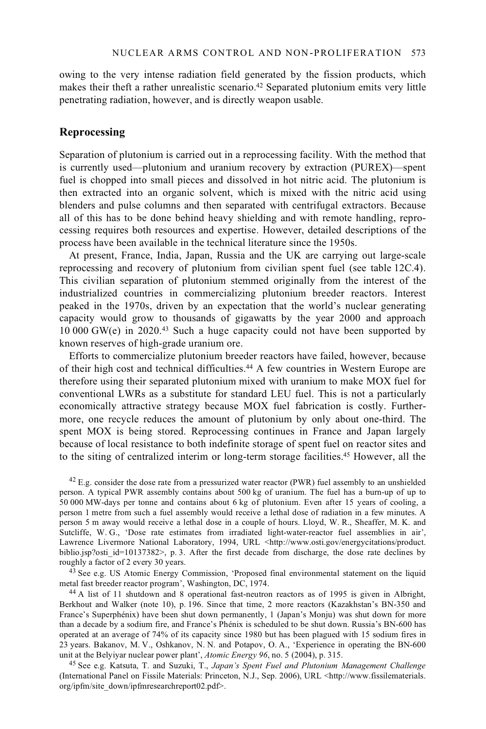owing to the very intense radiation field generated by the fission products, which makes their theft a rather unrealistic scenario.[42] Separated plutonium emits very little penetrating radiation, however, and is directly weapon usable.

## Reprocessing

Separation of plutonium is carried out in a reprocessing facility. With the method that is currently used—plutonium and uranium recovery by extraction (PUREX)—spent fuel is chopped into small pieces and dissolved in hot nitric acid. The plutonium is then extracted into an organic solvent, which is mixed with the nitric acid using blenders and pulse columns and then separated with centrifugal extractors. Because all of this has to be done behind heavy shielding and with remote handling, reprocessing requires both resources and expertise. However, detailed descriptions of the process have been available in the technical literature since the 1950s.

At present, France, India, Japan, Russia and the UK are carrying out large-scale reprocessing and recovery of plutonium from civilian spent fuel (see table 12C.4). This civilian separation of plutonium stemmed originally from the interest of the industrialized countries in commercializing plutonium breeder reactors. Interest peaked in the 1970s, driven by an expectation that the world's nuclear generating capacity would grow to thousands of gigawatts by the year 2000 and approach 10 000 GW(e) in 2020.[43] Such a huge capacity could not have been supported by known reserves of high-grade uranium ore.

Efforts to commercialize plutonium breeder reactors have failed, however, because of their high cost and technical difficulties.[44] A few countries in Western Europe are therefore using their separated plutonium mixed with uranium to make MOX fuel for conventional LWRs as a substitute for standard LEU fuel. This is not a particularly economically attractive strategy because MOX fuel fabrication is costly. Furthermore, one recycle reduces the amount of plutonium by only about one-third. The spent MOX is being stored. Reprocessing continues in France and Japan largely because of local resistance to both indefinite storage of spent fuel on reactor sites and to the siting of centralized interim or long-term storage facilities.[45] However, all the

[42] E.g. consider the dose rate from a pressurized water reactor (PWR) fuel assembly to an unshielded person. A typical PWR assembly contains about 500 kg of uranium. The fuel has a burn-up of up to 50 000 MW-days per tonne and contains about 6 kg of plutonium. Even after 15 years of cooling, a person 1 metre from such a fuel assembly would receive a lethal dose of radiation in a few minutes. A person 5 m away would receive a lethal dose in a couple of hours. Lloyd, W. R., Sheaffer, M. K. and Sutcliffe, W. G., 'Dose rate estimates from irradiated light-water-reactor fuel assemblies in air', Lawrence Livermore National Laboratory, 1994, URL <http://www.osti.gov/energycitations/product.biblio.jsp?osti_id=10137382>, p. 3. After the first decade from discharge, the dose rate declines by roughly a factor of 2 every 30 years.

[43] See e.g. US Atomic Energy Commission, 'Proposed final environmental statement on the liquid metal fast breeder reactor program', Washington, DC, 1974.

[44] A list of 11 shutdown and 8 operational fast-neutron reactors as of 1995 is given in Albright, Berkhout and Walker (note 10), p. 196. Since that time, 2 more reactors (Kazakhstan's BN-350 and France's Superphénix) have been shut down permanently, 1 (Japan's Monju) was shut down for more than a decade by a sodium fire, and France's Phénix is scheduled to be shut down. Russia's BN-600 has operated at an average of 74% of its capacity since 1980 but has been plagued with 15 sodium fires in 23 years. Bakanov, M. V., Oshkanov, N. N. and Potapov, O. A., 'Experience in operating the BN-600 unit at the Belyiyar nuclear power plant', *Atomic Energy 96*, no. 5 (2004), p. 315.

[45] See e.g. Katsuta, T. and Suzuki, T., *Japan's Spent Fuel and Plutonium Management Challenge* (International Panel on Fissile Materials: Princeton, N.J., Sep. 2006), URL <http://www.fissilematerials.org/ipfm/site_down/ipfmresearchreport02.pdf>.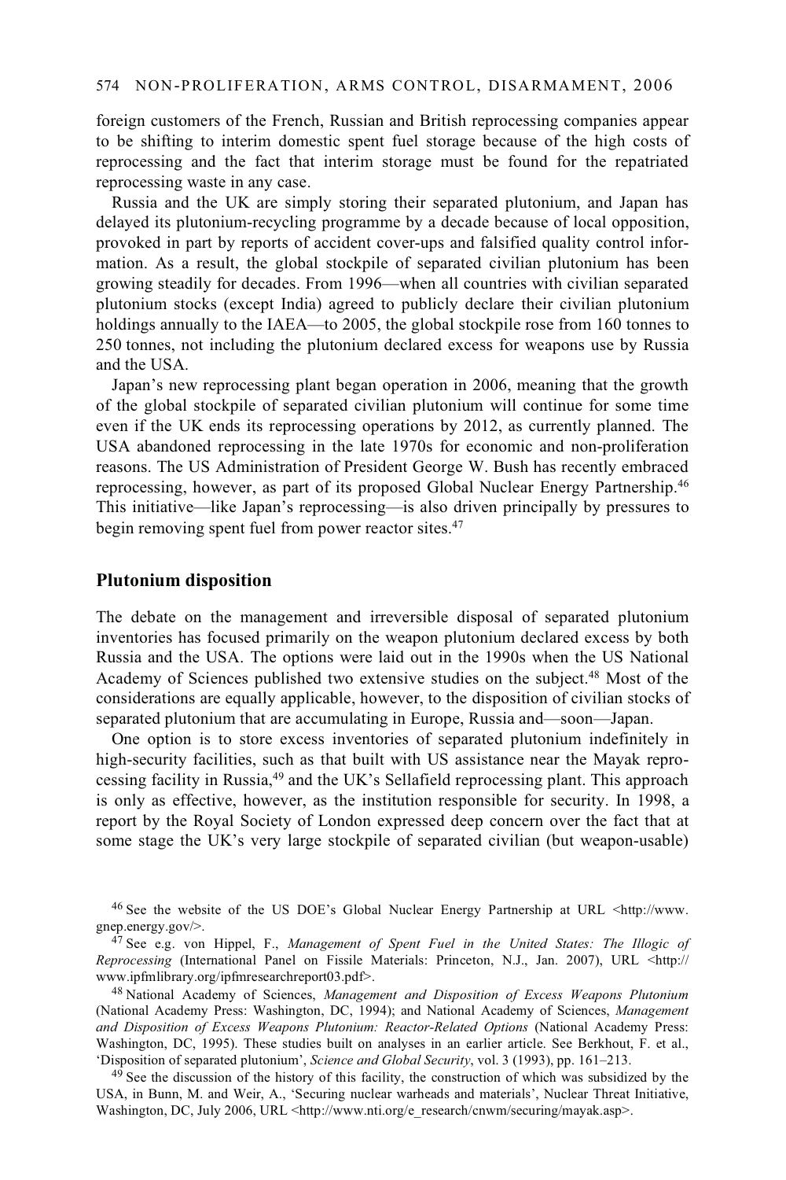foreign customers of the French, Russian and British reprocessing companies appear to be shifting to interim domestic spent fuel storage because of the high costs of reprocessing and the fact that interim storage must be found for the repatriated reprocessing waste in any case.

Russia and the UK are simply storing their separated plutonium, and Japan has delayed its plutonium-recycling programme by a decade because of local opposition, provoked in part by reports of accident cover-ups and falsified quality control information. As a result, the global stockpile of separated civilian plutonium has been growing steadily for decades. From 1996—when all countries with civilian separated plutonium stocks (except India) agreed to publicly declare their civilian plutonium holdings annually to the IAEA—to 2005, the global stockpile rose from 160 tonnes to 250 tonnes, not including the plutonium declared excess for weapons use by Russia and the USA.

Japan's new reprocessing plant began operation in 2006, meaning that the growth of the global stockpile of separated civilian plutonium will continue for some time even if the UK ends its reprocessing operations by 2012, as currently planned. The USA abandoned reprocessing in the late 1970s for economic and non-proliferation reasons. The US Administration of President George W. Bush has recently embraced reprocessing, however, as part of its proposed Global Nuclear Energy Partnership.[46] This initiative—like Japan's reprocessing—is also driven principally by pressures to begin removing spent fuel from power reactor sites.[47]

## Plutonium disposition

The debate on the management and irreversible disposal of separated plutonium inventories has focused primarily on the weapon plutonium declared excess by both Russia and the USA. The options were laid out in the 1990s when the US National Academy of Sciences published two extensive studies on the subject.[48] Most of the considerations are equally applicable, however, to the disposition of civilian stocks of separated plutonium that are accumulating in Europe, Russia and—soon—Japan.

One option is to store excess inventories of separated plutonium indefinitely in high-security facilities, such as that built with US assistance near the Mayak reprocessing facility in Russia,[49] and the UK's Sellafield reprocessing plant. This approach is only as effective, however, as the institution responsible for security. In 1998, a report by the Royal Society of London expressed deep concern over the fact that at some stage the UK's very large stockpile of separated civilian (but weapon-usable)

[46] See the website of the US DOE's Global Nuclear Energy Partnership at URL <http://www.gnep.energy.gov/>.

[47] See e.g. von Hippel, F., *Management of Spent Fuel in the United States: The Illogic of Reprocessing* (International Panel on Fissile Materials: Princeton, N.J., Jan. 2007), URL <http://www.ipfmlibrary.org/ipfmresearchreport03.pdf>.

[48] National Academy of Sciences, *Management and Disposition of Excess Weapons Plutonium* (National Academy Press: Washington, DC, 1994); and National Academy of Sciences, *Management and Disposition of Excess Weapons Plutonium: Reactor-Related Options* (National Academy Press: Washington, DC, 1995). These studies built on analyses in an earlier article. See Berkhout, F. et al., 'Disposition of separated plutonium', *Science and Global Security*, vol. 3 (1993), pp. 161–213.

[49] See the discussion of the history of this facility, the construction of which was subsidized by the USA, in Bunn, M. and Weir, A., 'Securing nuclear warheads and materials', Nuclear Threat Initiative, Washington, DC, July 2006, URL <http://www.nti.org/e_research/cnwm/securing/mayak.asp>.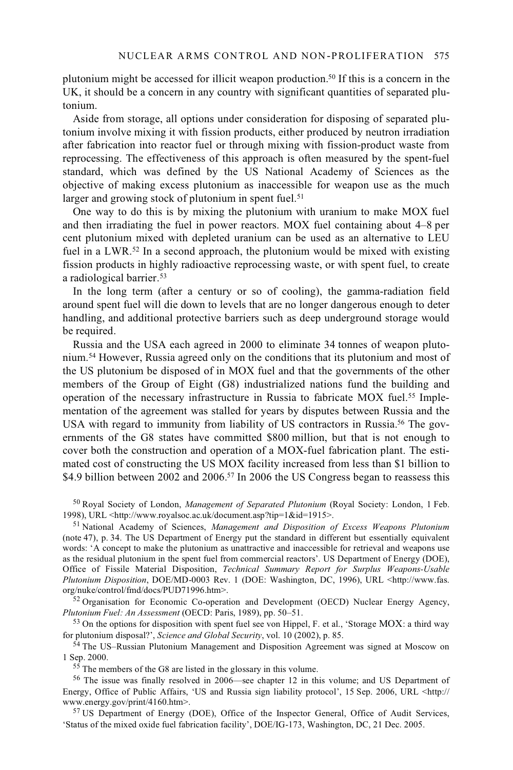plutonium might be accessed for illicit weapon production.[50] If this is a concern in the UK, it should be a concern in any country with significant quantities of separated plutonium.

Aside from storage, all options under consideration for disposing of separated plutonium involve mixing it with fission products, either produced by neutron irradiation after fabrication into reactor fuel or through mixing with fission-product waste from reprocessing. The effectiveness of this approach is often measured by the spent-fuel standard, which was defined by the US National Academy of Sciences as the objective of making excess plutonium as inaccessible for weapon use as the much larger and growing stock of plutonium in spent fuel.[51]

One way to do this is by mixing the plutonium with uranium to make MOX fuel and then irradiating the fuel in power reactors. MOX fuel containing about 4–8 per cent plutonium mixed with depleted uranium can be used as an alternative to LEU fuel in a LWR.[52] In a second approach, the plutonium would be mixed with existing fission products in highly radioactive reprocessing waste, or with spent fuel, to create a radiological barrier.[53]

In the long term (after a century or so of cooling), the gamma-radiation field around spent fuel will die down to levels that are no longer dangerous enough to deter handling, and additional protective barriers such as deep underground storage would be required.

Russia and the USA each agreed in 2000 to eliminate 34 tonnes of weapon plutonium.[54] However, Russia agreed only on the conditions that its plutonium and most of the US plutonium be disposed of in MOX fuel and that the governments of the other members of the Group of Eight (G8) industrialized nations fund the building and operation of the necessary infrastructure in Russia to fabricate MOX fuel.[55] Implementation of the agreement was stalled for years by disputes between Russia and the USA with regard to immunity from liability of US contractors in Russia.[56] The governments of the G8 states have committed $800 million, but that is not enough to cover both the construction and operation of a MOX-fuel fabrication plant. The estimated cost of constructing the US MOX facility increased from less than $1 billion to $4.9 billion between 2002 and 2006.[57] In 2006 the US Congress began to reassess this

[50] Royal Society of London, *Management of Separated Plutonium* (Royal Society: London, 1 Feb. 1998), URL <http://www.royalsoc.ac.uk/document.asp?tip=1&id=1915>.

[51] National Academy of Sciences, *Management and Disposition of Excess Weapons Plutonium* (note 47), p. 34. The US Department of Energy put the standard in different but essentially equivalent words: 'A concept to make the plutonium as unattractive and inaccessible for retrieval and weapons use as the residual plutonium in the spent fuel from commercial reactors'. US Department of Energy (DOE), Office of Fissile Material Disposition, *Technical Summary Report for Surplus Weapons-Usable Plutonium Disposition*, DOE/MD-0003 Rev. 1 (DOE: Washington, DC, 1996), URL <http://www.fas.org/nuke/control/fmd/docs/PUD71996.htm>.

[52] Organisation for Economic Co-operation and Development (OECD) Nuclear Energy Agency, *Plutonium Fuel: An Assessment* (OECD: Paris, 1989), pp. 50–51.

[53] On the options for disposition with spent fuel see von Hippel, F. et al., 'Storage MOX: a third way for plutonium disposal?', *Science and Global Security*, vol. 10 (2002), p. 85.

[54] The US–Russian Plutonium Management and Disposition Agreement was signed at Moscow on 1 Sep. 2000.

[55] The members of the G8 are listed in the glossary in this volume.

[56] The issue was finally resolved in 2006—see chapter 12 in this volume; and US Department of Energy, Office of Public Affairs, 'US and Russia sign liability protocol', 15 Sep. 2006, URL <http://www.energy.gov/print/4160.htm>.

[57] US Department of Energy (DOE), Office of the Inspector General, Office of Audit Services, 'Status of the mixed oxide fuel fabrication facility', DOE/IG-173, Washington, DC, 21 Dec. 2005.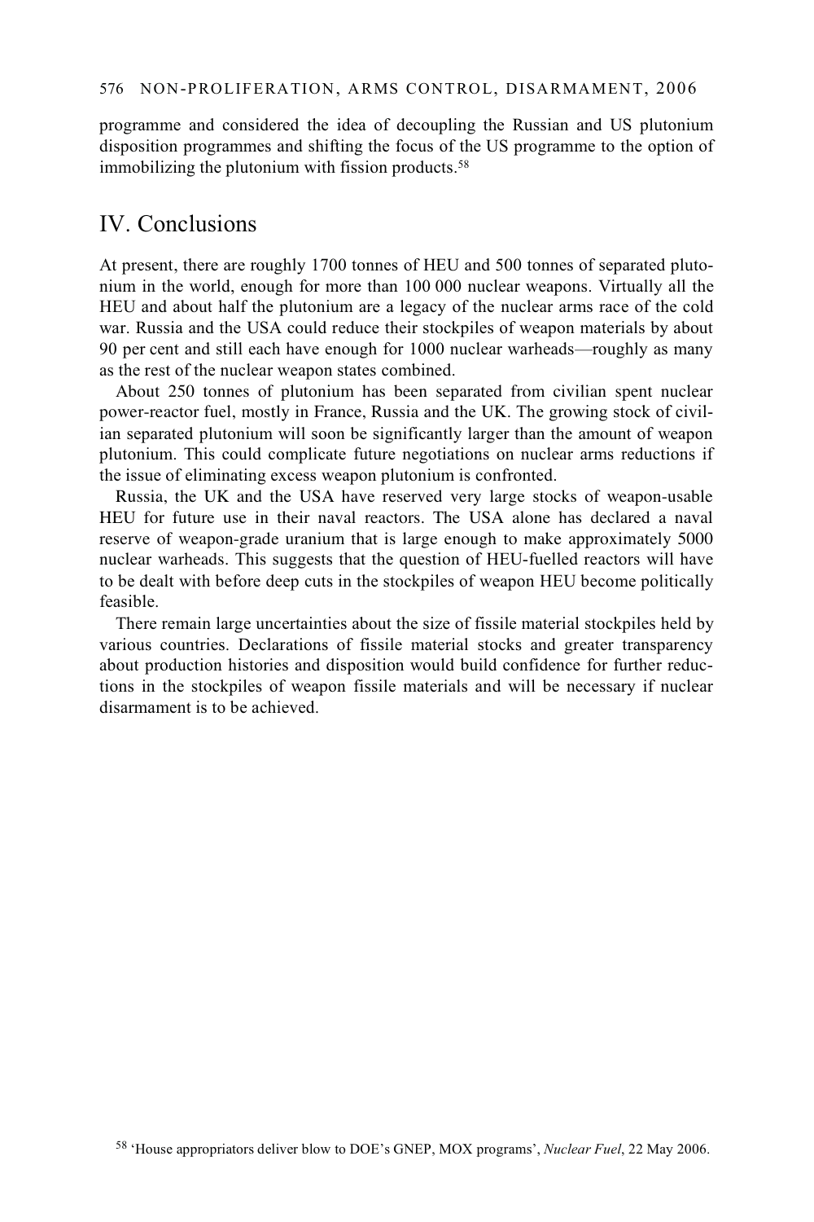programme and considered the idea of decoupling the Russian and US plutonium disposition programmes and shifting the focus of the US programme to the option of immobilizing the plutonium with fission products.[58]

## IV. Conclusions

At present, there are roughly 1700 tonnes of HEU and 500 tonnes of separated plutonium in the world, enough for more than 100 000 nuclear weapons. Virtually all the HEU and about half the plutonium are a legacy of the nuclear arms race of the cold war. Russia and the USA could reduce their stockpiles of weapon materials by about 90 per cent and still each have enough for 1000 nuclear warheads—roughly as many as the rest of the nuclear weapon states combined.

About 250 tonnes of plutonium has been separated from civilian spent nuclear power-reactor fuel, mostly in France, Russia and the UK. The growing stock of civilian separated plutonium will soon be significantly larger than the amount of weapon plutonium. This could complicate future negotiations on nuclear arms reductions if the issue of eliminating excess weapon plutonium is confronted.

Russia, the UK and the USA have reserved very large stocks of weapon-usable HEU for future use in their naval reactors. The USA alone has declared a naval reserve of weapon-grade uranium that is large enough to make approximately 5000 nuclear warheads. This suggests that the question of HEU-fuelled reactors will have to be dealt with before deep cuts in the stockpiles of weapon HEU become politically feasible.

There remain large uncertainties about the size of fissile material stockpiles held by various countries. Declarations of fissile material stocks and greater transparency about production histories and disposition would build confidence for further reductions in the stockpiles of weapon fissile materials and will be necessary if nuclear disarmament is to be achieved.

[58] 'House appropriators deliver blow to DOE's GNEP, MOX programs', *Nuclear Fuel*, 22 May 2006.